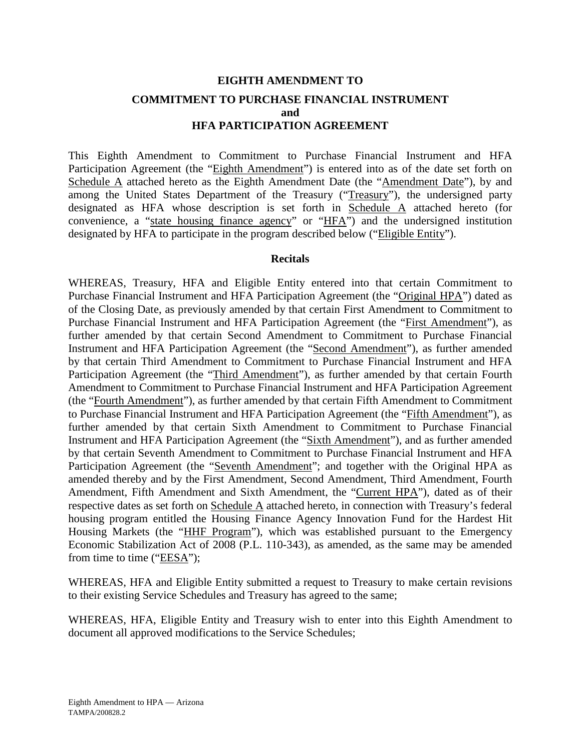# EIGHTH AMENDMENT TO

# COMMITMENT TO PURCHASE FINANCIAL INSTRUMENT and HFA PARTICIPATION AGREEMENT

This Eighth Amendment to Commitment to Purchase Financial Instrument and HFA Participation Agreement (the "Eighth Amendment") is entered into as of the date set forth on Schedule A attached hereto as the Eighth Amendment Date (the "Amendment Date"), by and among the United States Department of the Treasury ("Treasury"), the undersigned party designated as HFA whose description is set forth in Schedule A attached hereto (for convenience, a "state housing finance agency" or "HFA") and the undersigned institution designated by HFA to participate in the program described below ("Eligible Entity").

## Recitals

WHEREAS, Treasury, HFA and Eligible Entity entered into that certain Commitment to Purchase Financial Instrument and HFA Participation Agreement (the "Original HPA") dated as of the Closing Date, as previously amended by that certain First Amendment to Commitment to Purchase Financial Instrument and HFA Participation Agreement (the "First Amendment"), as further amended by that certain Second Amendment to Commitment to Purchase Financial Instrument and HFA Participation Agreement (the "Second Amendment"), as further amended by that certain Third Amendment to Commitment to Purchase Financial Instrument and HFA Participation Agreement (the "Third Amendment"), as further amended by that certain Fourth Amendment to Commitment to Purchase Financial Instrument and HFA Participation Agreement (the "Fourth Amendment"), as further amended by that certain Fifth Amendment to Commitment to Purchase Financial Instrument and HFA Participation Agreement (the "Fifth Amendment"), as further amended by that certain Sixth Amendment to Commitment to Purchase Financial Instrument and HFA Participation Agreement (the "Sixth Amendment"), and as further amended by that certain Seventh Amendment to Commitment to Purchase Financial Instrument and HFA Participation Agreement (the "Seventh Amendment"; and together with the Original HPA as amended thereby and by the First Amendment, Second Amendment, Third Amendment, Fourth Amendment, Fifth Amendment and Sixth Amendment, the "Current HPA"), dated as of their respective dates as set forth on Schedule A attached hereto, in connection with Treasury's federal housing program entitled the Housing Finance Agency Innovation Fund for the Hardest Hit Housing Markets (the "HHF Program"), which was established pursuant to the Emergency Economic Stabilization Act of 2008 (P.L. 110-343), as amended, as the same may be amended from time to time ("EESA");

WHEREAS, HFA and Eligible Entity submitted a request to Treasury to make certain revisions to their existing Service Schedules and Treasury has agreed to the same;

WHEREAS, HFA, Eligible Entity and Treasury wish to enter into this Eighth Amendment to document all approved modifications to the Service Schedules;

Eighth Amendment to HPA — Arizona
TAMPA/200828.2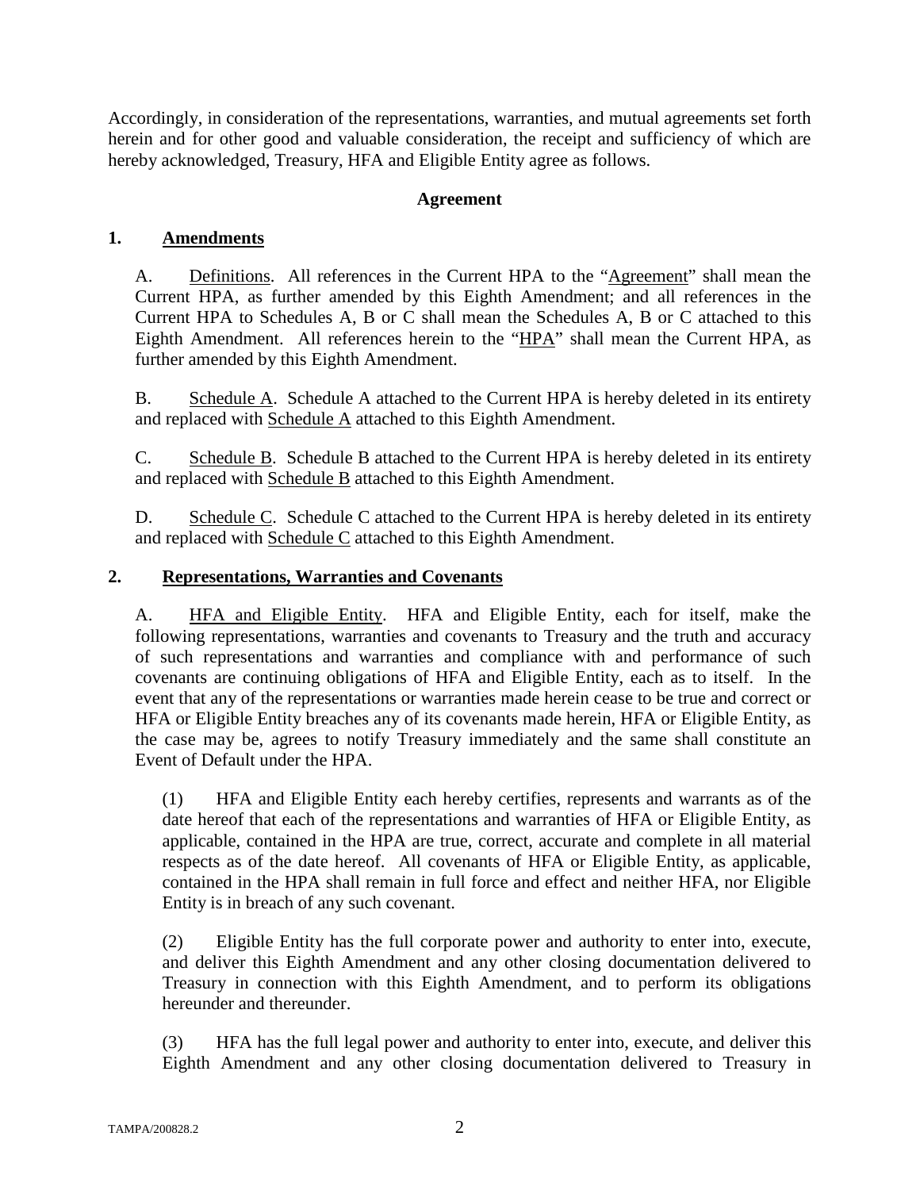Accordingly, in consideration of the representations, warranties, and mutual agreements set forth herein and for other good and valuable consideration, the receipt and sufficiency of which are hereby acknowledged, Treasury, HFA and Eligible Entity agree as follows.

**Agreement**

**1. Amendments**

A. Definitions. All references in the Current HPA to the "Agreement" shall mean the Current HPA, as further amended by this Eighth Amendment; and all references in the Current HPA to Schedules A, B or C shall mean the Schedules A, B or C attached to this Eighth Amendment. All references herein to the "HPA" shall mean the Current HPA, as further amended by this Eighth Amendment.

B. Schedule A. Schedule A attached to the Current HPA is hereby deleted in its entirety and replaced with Schedule A attached to this Eighth Amendment.

C. Schedule B. Schedule B attached to the Current HPA is hereby deleted in its entirety and replaced with Schedule B attached to this Eighth Amendment.

D. Schedule C. Schedule C attached to the Current HPA is hereby deleted in its entirety and replaced with Schedule C attached to this Eighth Amendment.

**2. Representations, Warranties and Covenants**

A. HFA and Eligible Entity. HFA and Eligible Entity, each for itself, make the following representations, warranties and covenants to Treasury and the truth and accuracy of such representations and warranties and compliance with and performance of such covenants are continuing obligations of HFA and Eligible Entity, each as to itself. In the event that any of the representations or warranties made herein cease to be true and correct or HFA or Eligible Entity breaches any of its covenants made herein, HFA or Eligible Entity, as the case may be, agrees to notify Treasury immediately and the same shall constitute an Event of Default under the HPA.

(1) HFA and Eligible Entity each hereby certifies, represents and warrants as of the date hereof that each of the representations and warranties of HFA or Eligible Entity, as applicable, contained in the HPA are true, correct, accurate and complete in all material respects as of the date hereof. All covenants of HFA or Eligible Entity, as applicable, contained in the HPA shall remain in full force and effect and neither HFA, nor Eligible Entity is in breach of any such covenant.

(2) Eligible Entity has the full corporate power and authority to enter into, execute, and deliver this Eighth Amendment and any other closing documentation delivered to Treasury in connection with this Eighth Amendment, and to perform its obligations hereunder and thereunder.

(3) HFA has the full legal power and authority to enter into, execute, and deliver this Eighth Amendment and any other closing documentation delivered to Treasury in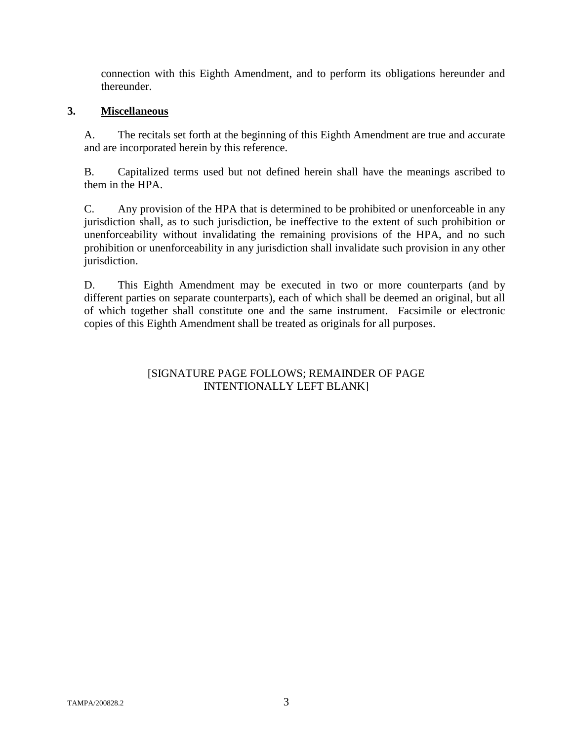connection with this Eighth Amendment, and to perform its obligations hereunder and thereunder.

**3. Miscellaneous**

A. The recitals set forth at the beginning of this Eighth Amendment are true and accurate and are incorporated herein by this reference.

B. Capitalized terms used but not defined herein shall have the meanings ascribed to them in the HPA.

C. Any provision of the HPA that is determined to be prohibited or unenforceable in any jurisdiction shall, as to such jurisdiction, be ineffective to the extent of such prohibition or unenforceability without invalidating the remaining provisions of the HPA, and no such prohibition or unenforceability in any jurisdiction shall invalidate such provision in any other jurisdiction.

D. This Eighth Amendment may be executed in two or more counterparts (and by different parties on separate counterparts), each of which shall be deemed an original, but all of which together shall constitute one and the same instrument. Facsimile or electronic copies of this Eighth Amendment shall be treated as originals for all purposes.

[SIGNATURE PAGE FOLLOWS; REMAINDER OF PAGE INTENTIONALLY LEFT BLANK]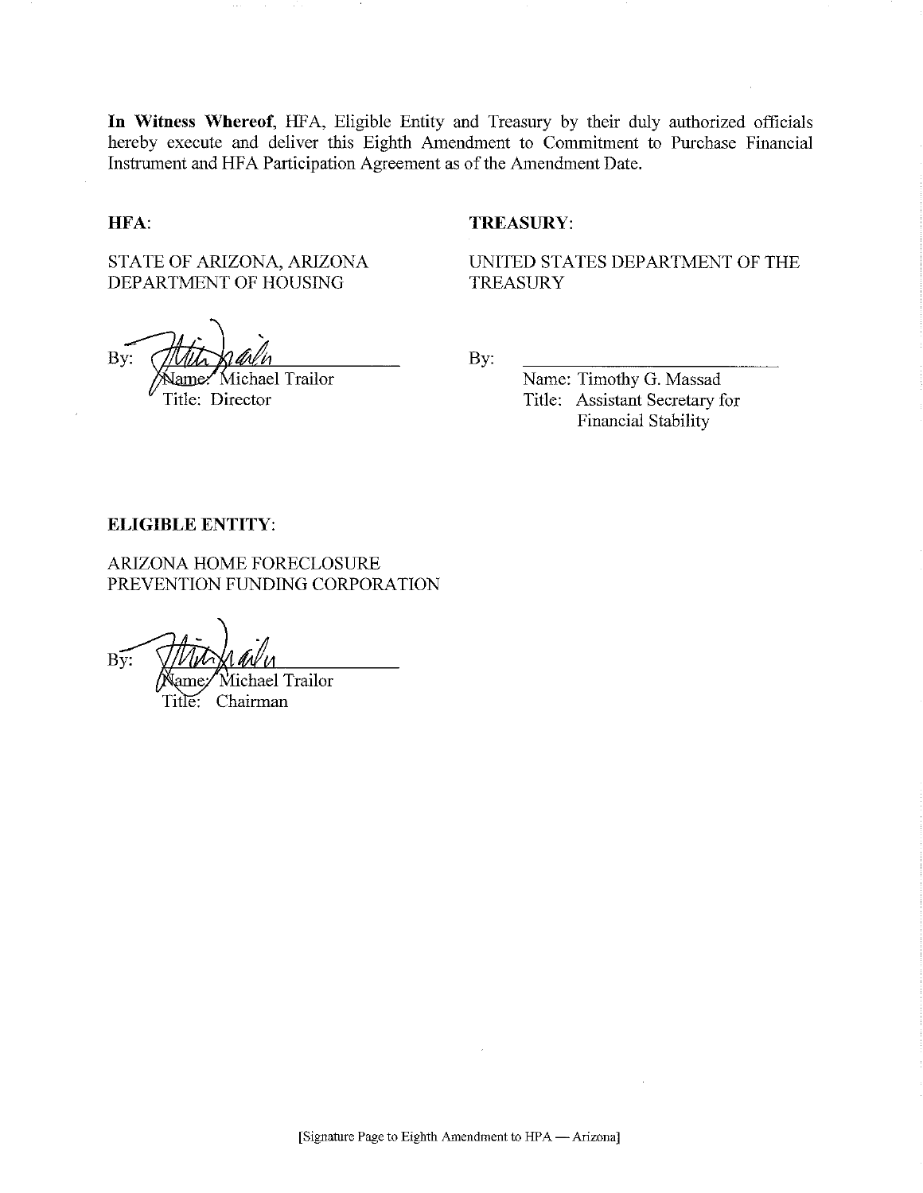**In Witness Whereof**, HFA, Eligible Entity and Treasury by their duly authorized officials hereby execute and deliver this Eighth Amendment to Commitment to Purchase Financial Instrument and HFA Participation Agreement as of the Amendment Date.

**HFA**:

STATE OF ARIZONA, ARIZONA DEPARTMENT OF HOUSING

By: ______________________
Name: Michael Trailor
Title: Director

**TREASURY**:

UNITED STATES DEPARTMENT OF THE TREASURY

By: ______________________
Name: Timothy G. Massad
Title: Assistant Secretary for Financial Stability

**ELIGIBLE ENTITY**:

ARIZONA HOME FORECLOSURE PREVENTION FUNDING CORPORATION

By: ______________________
Name: Michael Trailor
Title: Chairman

[Signature Page to Eighth Amendment to HPA — Arizona]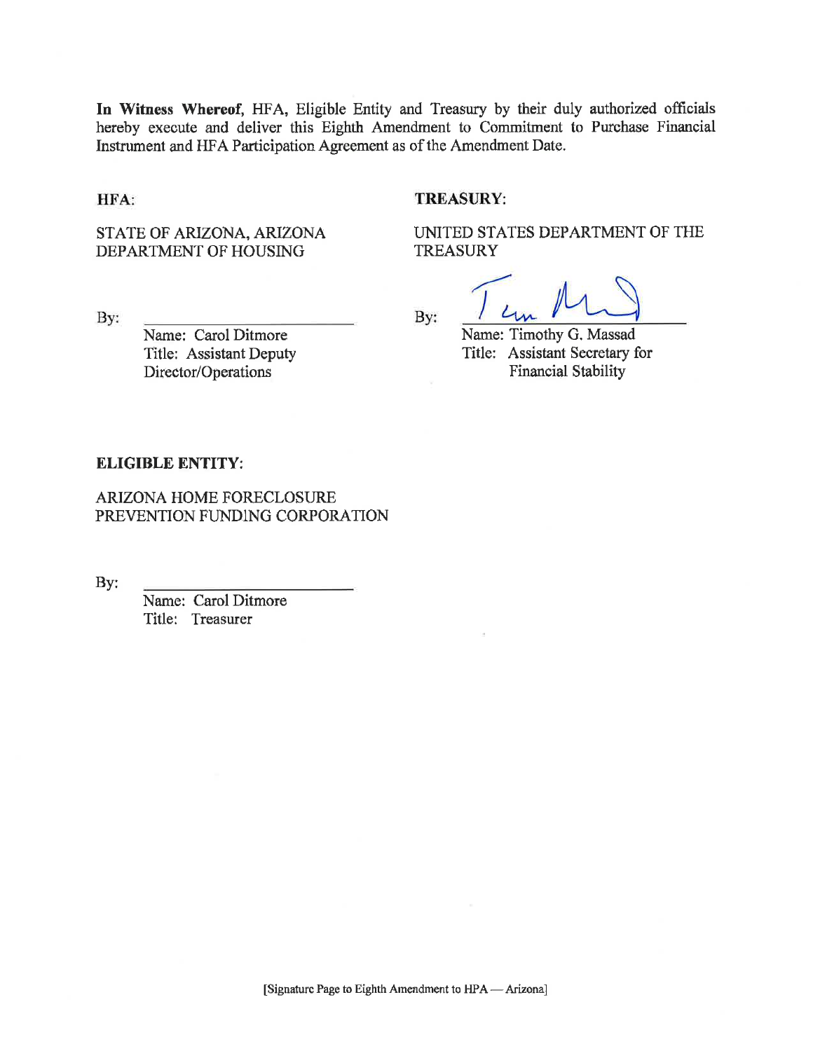**In Witness Whereof,** HFA, Eligible Entity and Treasury by their duly authorized officials hereby execute and deliver this Eighth Amendment to Commitment to Purchase Financial Instrument and HFA Participation Agreement as of the Amendment Date.

**HFA:**

STATE OF ARIZONA, ARIZONA DEPARTMENT OF HOUSING

By: ______________________

Name: Carol Ditmore
Title: Assistant Deputy Director/Operations

**TREASURY:**

UNITED STATES DEPARTMENT OF THE TREASURY

By: ______________________

Name: Timothy G. Massad
Title: Assistant Secretary for Financial Stability

**ELIGIBLE ENTITY:**

ARIZONA HOME FORECLOSURE PREVENTION FUNDING CORPORATION

By: ______________________

Name: Carol Ditmore
Title: Treasurer

[Signature Page to Eighth Amendment to HPA — Arizona]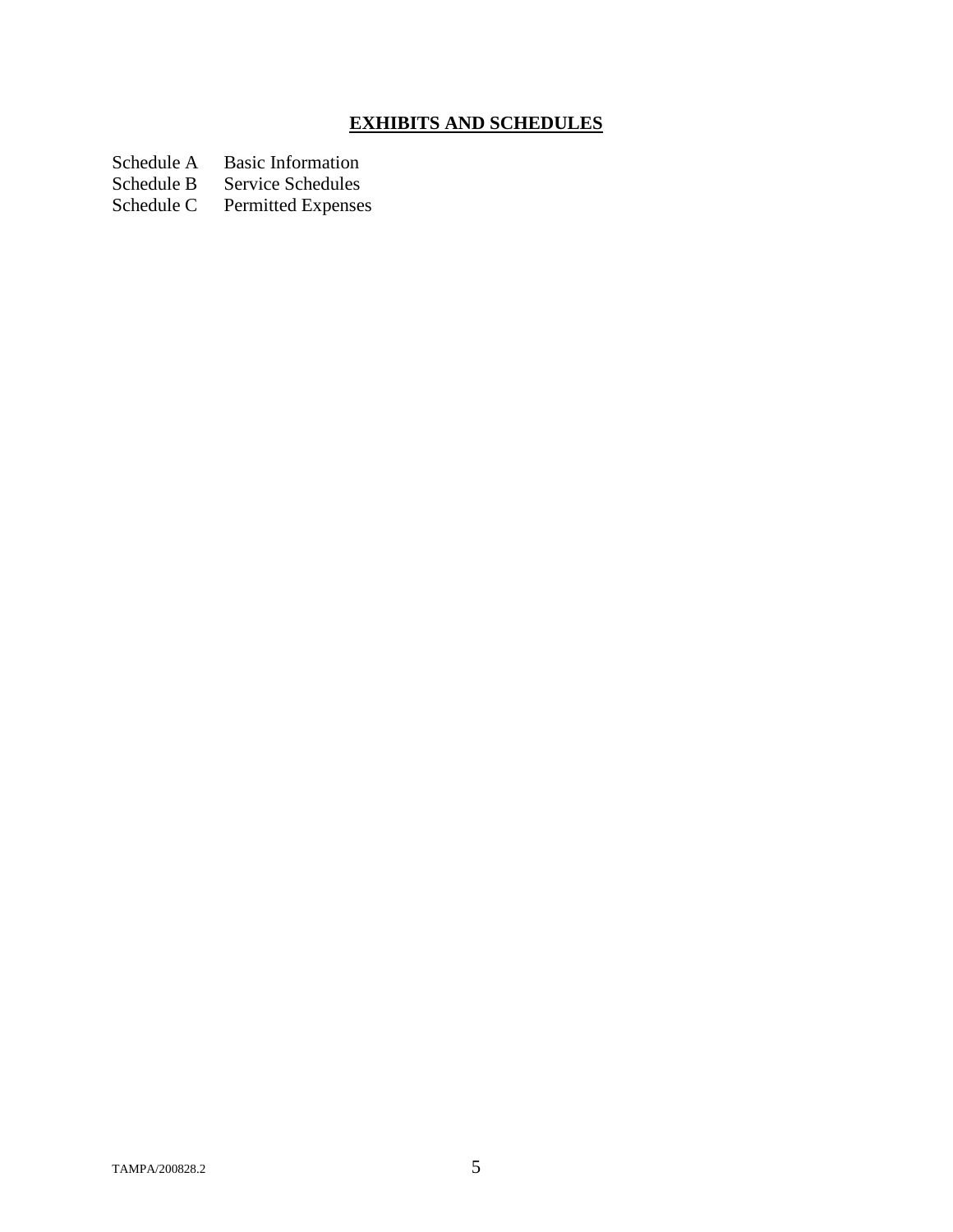## EXHIBITS AND SCHEDULES

| | |
|---|---|
| Schedule A | Basic Information |
| Schedule B | Service Schedules |
| Schedule C | Permitted Expenses |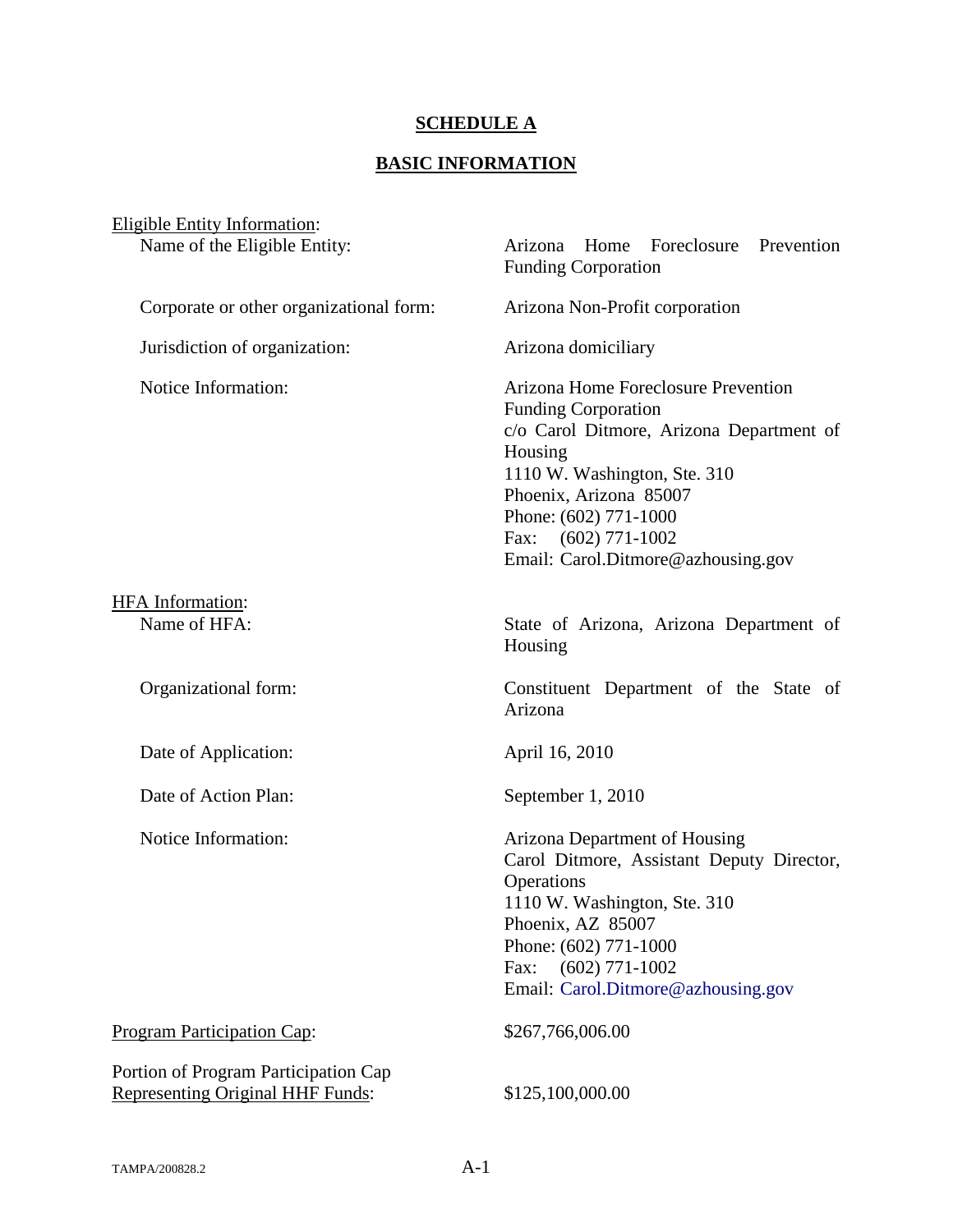## SCHEDULE A

## BASIC INFORMATION

Eligible Entity Information:

| | |
|---|---|
| Name of the Eligible Entity: | Arizona Home Foreclosure Prevention Funding Corporation |
| Corporate or other organizational form: | Arizona Non-Profit corporation |
| Jurisdiction of organization: | Arizona domiciliary |
| Notice Information: | Arizona Home Foreclosure Prevention Funding Corporation<br>c/o Carol Ditmore, Arizona Department of Housing<br>1110 W. Washington, Ste. 310<br>Phoenix, Arizona 85007<br>Phone: (602) 771-1000<br>Fax: (602) 771-1002<br>Email: Carol.Ditmore@azhousing.gov |

HFA Information:

| | |
|---|---|
| Name of HFA: | State of Arizona, Arizona Department of Housing |
| Organizational form: | Constituent Department of the State of Arizona |
| Date of Application: | April 16, 2010 |
| Date of Action Plan: | September 1, 2010 |
| Notice Information: | Arizona Department of Housing<br>Carol Ditmore, Assistant Deputy Director, Operations<br>1110 W. Washington, Ste. 310<br>Phoenix, AZ 85007<br>Phone: (602) 771-1000<br>Fax: (602) 771-1002<br>Email: Carol.Ditmore@azhousing.gov |

| | |
|---|---|
| Program Participation Cap: | $267,766,006.00 |
| Portion of Program Participation Cap Representing Original HHF Funds: | $125,100,000.00 |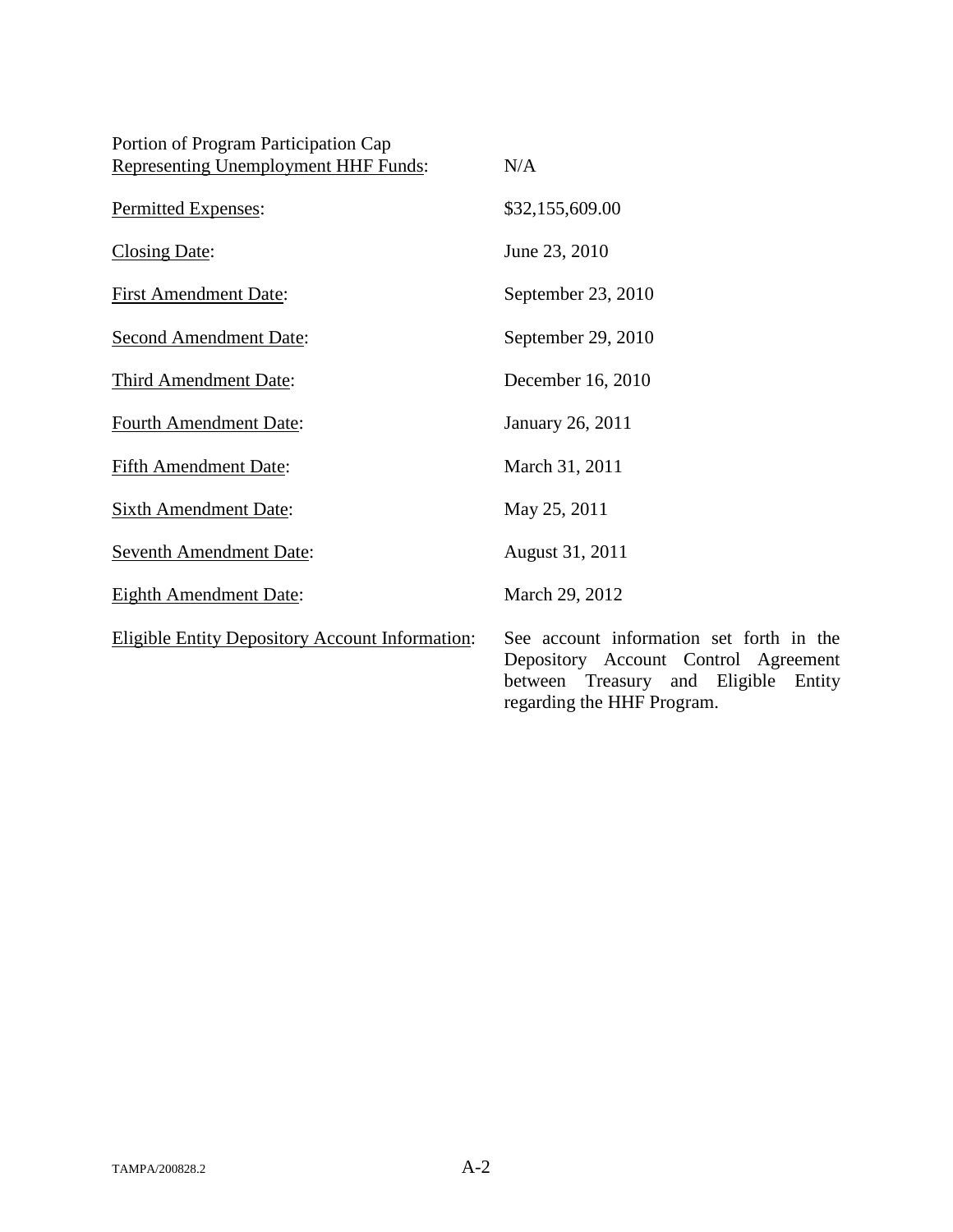| | |
|---|---|
| Portion of Program Participation Cap Representing Unemployment HHF Funds: | N/A |
| Permitted Expenses: | $32,155,609.00 |
| Closing Date: | June 23, 2010 |
| First Amendment Date: | September 23, 2010 |
| Second Amendment Date: | September 29, 2010 |
| Third Amendment Date: | December 16, 2010 |
| Fourth Amendment Date: | January 26, 2011 |
| Fifth Amendment Date: | March 31, 2011 |
| Sixth Amendment Date: | May 25, 2011 |
| Seventh Amendment Date: | August 31, 2011 |
| Eighth Amendment Date: | March 29, 2012 |
| Eligible Entity Depository Account Information: | See account information set forth in the Depository Account Control Agreement between Treasury and Eligible Entity regarding the HHF Program. |

TAMPA/200828.2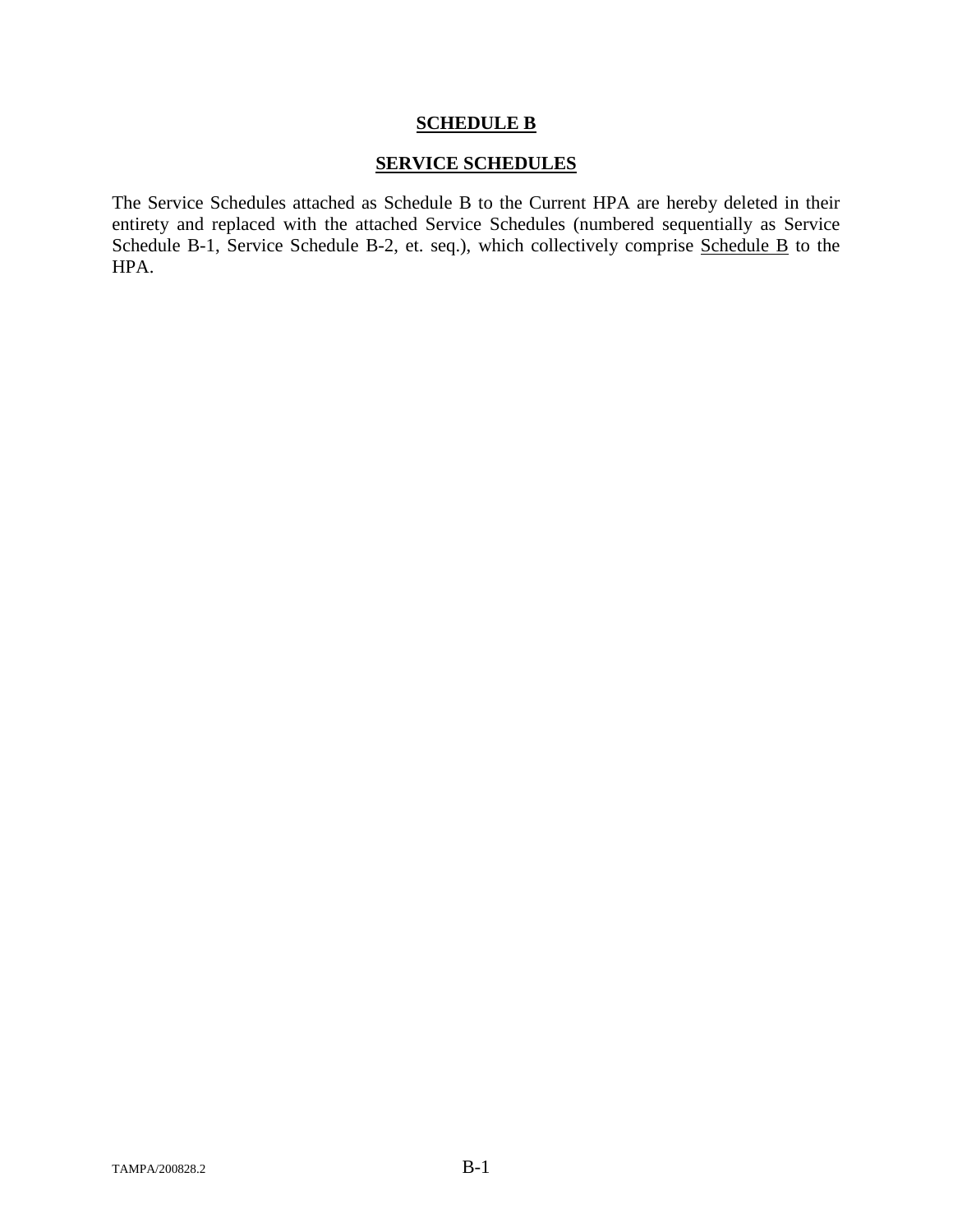# **SCHEDULE B**

## **SERVICE SCHEDULES**

The Service Schedules attached as Schedule B to the Current HPA are hereby deleted in their entirety and replaced with the attached Service Schedules (numbered sequentially as Service Schedule B-1, Service Schedule B-2, et. seq.), which collectively comprise Schedule B to the HPA.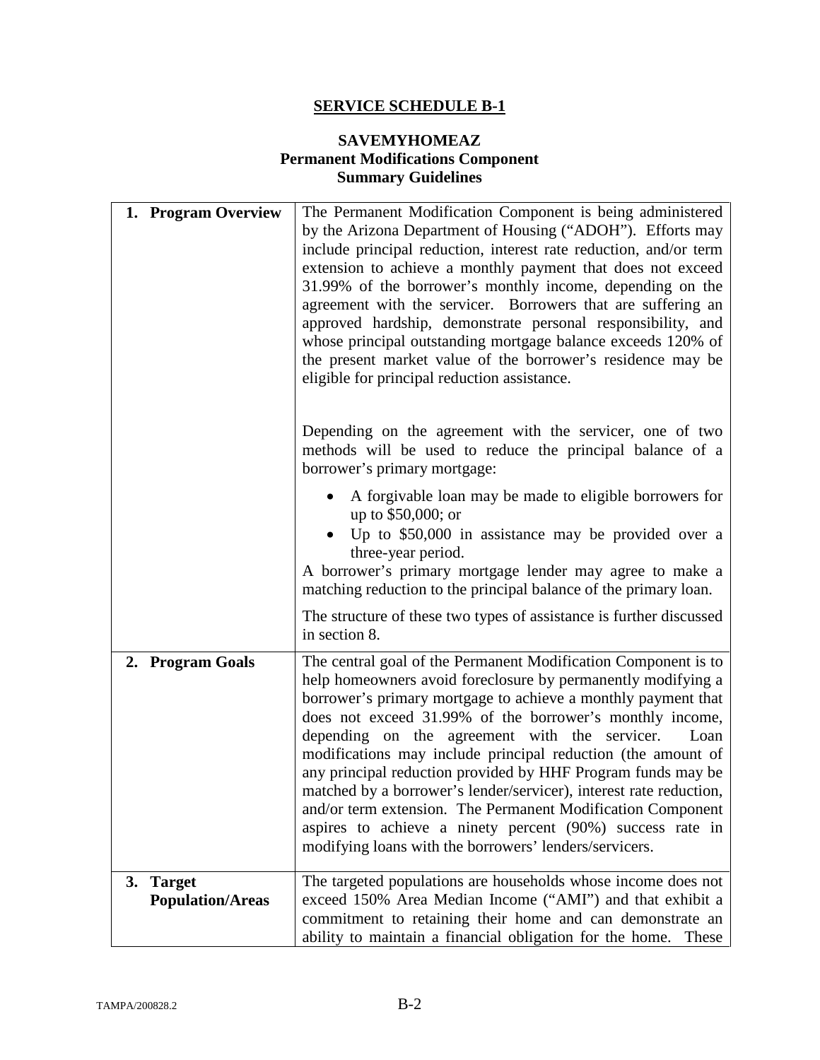## SERVICE SCHEDULE B-1

### SAVEMYHOMEAZ
### Permanent Modifications Component
### Summary Guidelines

| | |
|---|---|
| **1. Program Overview** | The Permanent Modification Component is being administered by the Arizona Department of Housing ("ADOH"). Efforts may include principal reduction, interest rate reduction, and/or term extension to achieve a monthly payment that does not exceed 31.99% of the borrower's monthly income, depending on the agreement with the servicer. Borrowers that are suffering an approved hardship, demonstrate personal responsibility, and whose principal outstanding mortgage balance exceeds 120% of the present market value of the borrower's residence may be eligible for principal reduction assistance.<br><br>Depending on the agreement with the servicer, one of two methods will be used to reduce the principal balance of a borrower's primary mortgage:<br>• A forgivable loan may be made to eligible borrowers for up to \$50,000; or<br>• Up to \$50,000 in assistance may be provided over a three-year period.<br>A borrower's primary mortgage lender may agree to make a matching reduction to the principal balance of the primary loan.<br><br>The structure of these two types of assistance is further discussed in section 8. |
| **2. Program Goals** | The central goal of the Permanent Modification Component is to help homeowners avoid foreclosure by permanently modifying a borrower's primary mortgage to achieve a monthly payment that does not exceed 31.99% of the borrower's monthly income, depending on the agreement with the servicer. Loan modifications may include principal reduction (the amount of any principal reduction provided by HHF Program funds may be matched by a borrower's lender/servicer), interest rate reduction, and/or term extension. The Permanent Modification Component aspires to achieve a ninety percent (90%) success rate in modifying loans with the borrowers' lenders/servicers. |
| **3. Target Population/Areas** | The targeted populations are households whose income does not exceed 150% Area Median Income ("AMI") and that exhibit a commitment to retaining their home and can demonstrate an ability to maintain a financial obligation for the home. These |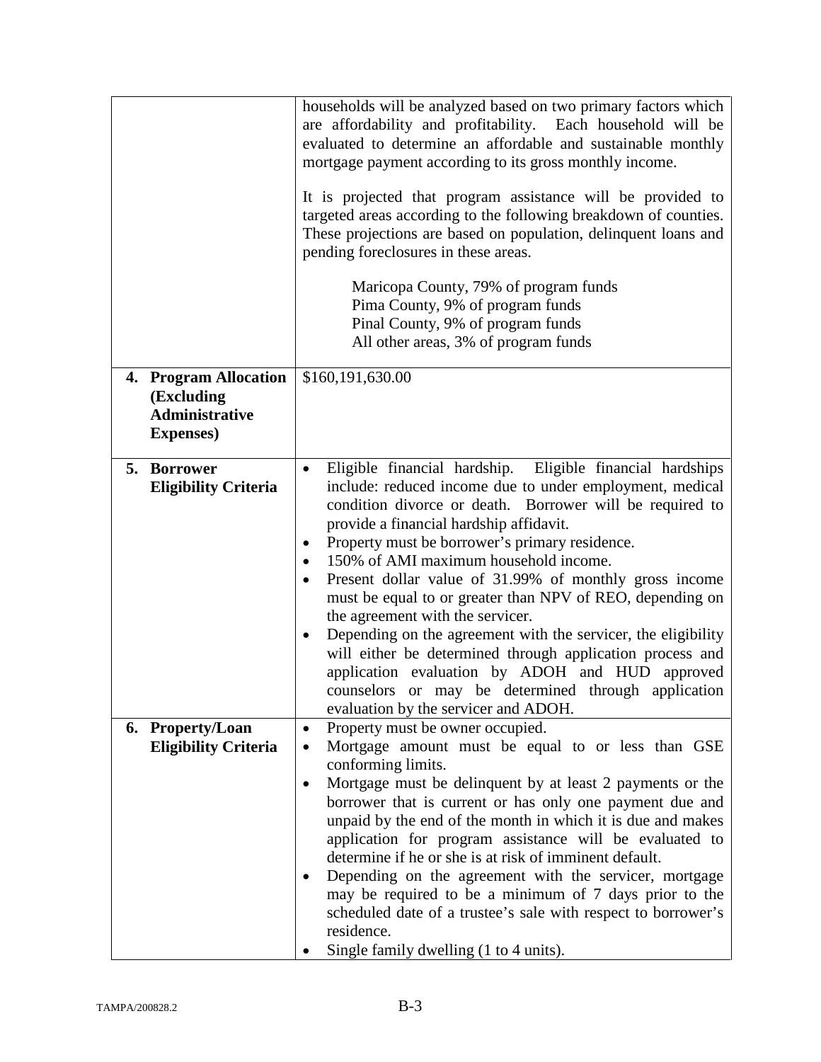| | |
|---|---|
| | households will be analyzed based on two primary factors which are affordability and profitability. Each household will be evaluated to determine an affordable and sustainable monthly mortgage payment according to its gross monthly income.<br><br>It is projected that program assistance will be provided to targeted areas according to the following breakdown of counties. These projections are based on population, delinquent loans and pending foreclosures in these areas.<br><br>Maricopa County, 79% of program funds<br>Pima County, 9% of program funds<br>Pinal County, 9% of program funds<br>All other areas, 3% of program funds |
| **4. Program Allocation (Excluding Administrative Expenses)** | $160,191,630.00 |
| **5. Borrower Eligibility Criteria** | • Eligible financial hardship. Eligible financial hardships include: reduced income due to under employment, medical condition divorce or death. Borrower will be required to provide a financial hardship affidavit.<br>• Property must be borrower's primary residence.<br>• 150% of AMI maximum household income.<br>• Present dollar value of 31.99% of monthly gross income must be equal to or greater than NPV of REO, depending on the agreement with the servicer.<br>• Depending on the agreement with the servicer, the eligibility will either be determined through application process and application evaluation by ADOH and HUD approved counselors or may be determined through application evaluation by the servicer and ADOH. |
| **6. Property/Loan Eligibility Criteria** | • Property must be owner occupied.<br>• Mortgage amount must be equal to or less than GSE conforming limits.<br>• Mortgage must be delinquent by at least 2 payments or the borrower that is current or has only one payment due and unpaid by the end of the month in which it is due and makes application for program assistance will be evaluated to determine if he or she is at risk of imminent default.<br>• Depending on the agreement with the servicer, mortgage may be required to be a minimum of 7 days prior to the scheduled date of a trustee's sale with respect to borrower's residence.<br>• Single family dwelling (1 to 4 units). |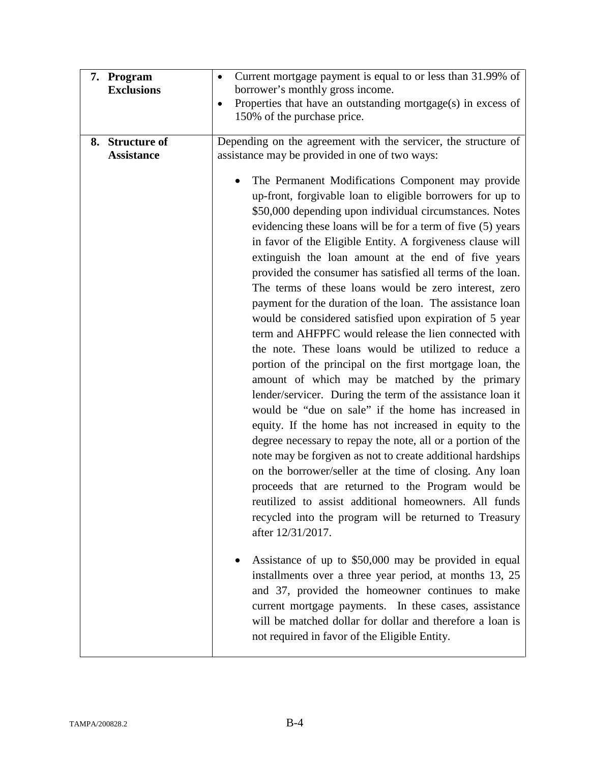| | |
|---|---|
| **7. Program Exclusions** | • Current mortgage payment is equal to or less than 31.99% of borrower's monthly gross income.<br>• Properties that have an outstanding mortgage(s) in excess of 150% of the purchase price. |
| **8. Structure of Assistance** | Depending on the agreement with the servicer, the structure of assistance may be provided in one of two ways:<br><br>• The Permanent Modifications Component may provide up-front, forgivable loan to eligible borrowers for up to $50,000 depending upon individual circumstances. Notes evidencing these loans will be for a term of five (5) years in favor of the Eligible Entity. A forgiveness clause will extinguish the loan amount at the end of five years provided the consumer has satisfied all terms of the loan. The terms of these loans would be zero interest, zero payment for the duration of the loan. The assistance loan would be considered satisfied upon expiration of 5 year term and AHFPFC would release the lien connected with the note. These loans would be utilized to reduce a portion of the principal on the first mortgage loan, the amount of which may be matched by the primary lender/servicer. During the term of the assistance loan it would be "due on sale" if the home has increased in equity. If the home has not increased in equity to the degree necessary to repay the note, all or a portion of the note may be forgiven as not to create additional hardships on the borrower/seller at the time of closing. Any loan proceeds that are returned to the Program would be reutilized to assist additional homeowners. All funds recycled into the program will be returned to Treasury after 12/31/2017.<br><br>• Assistance of up to $50,000 may be provided in equal installments over a three year period, at months 13, 25 and 37, provided the homeowner continues to make current mortgage payments. In these cases, assistance will be matched dollar for dollar and therefore a loan is not required in favor of the Eligible Entity. |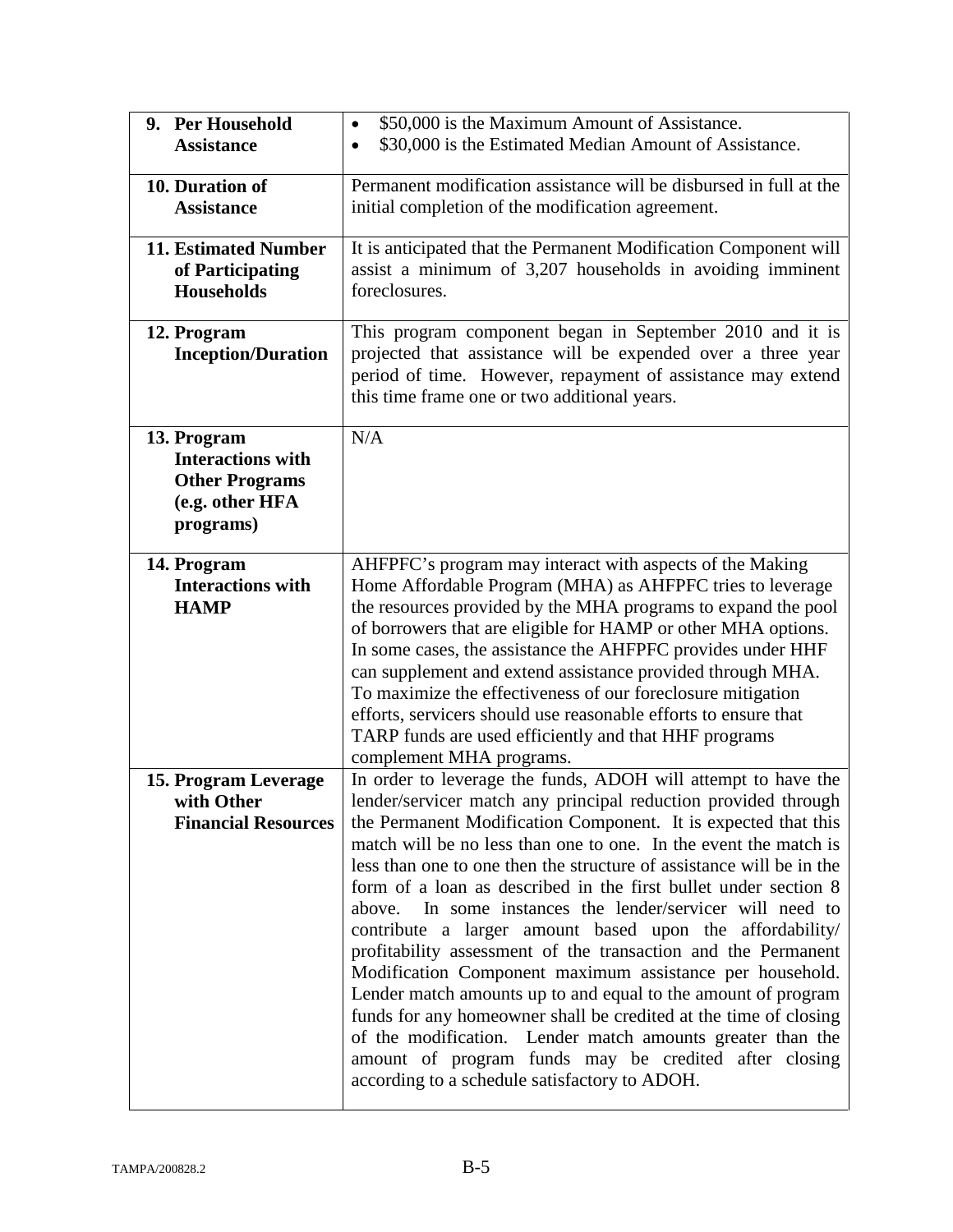| | |
|---|---|
| **9. Per Household Assistance** | • $50,000 is the Maximum Amount of Assistance.<br>• $30,000 is the Estimated Median Amount of Assistance. |
| **10. Duration of Assistance** | Permanent modification assistance will be disbursed in full at the initial completion of the modification agreement. |
| **11. Estimated Number of Participating Households** | It is anticipated that the Permanent Modification Component will assist a minimum of 3,207 households in avoiding imminent foreclosures. |
| **12. Program Inception/Duration** | This program component began in September 2010 and it is projected that assistance will be expended over a three year period of time. However, repayment of assistance may extend this time frame one or two additional years. |
| **13. Program Interactions with Other Programs (e.g. other HFA programs)** | N/A |
| **14. Program Interactions with HAMP** | AHFPFC's program may interact with aspects of the Making Home Affordable Program (MHA) as AHFPFC tries to leverage the resources provided by the MHA programs to expand the pool of borrowers that are eligible for HAMP or other MHA options. In some cases, the assistance the AHFPFC provides under HHF can supplement and extend assistance provided through MHA. To maximize the effectiveness of our foreclosure mitigation efforts, servicers should use reasonable efforts to ensure that TARP funds are used efficiently and that HHF programs complement MHA programs. |
| **15. Program Leverage with Other Financial Resources** | In order to leverage the funds, ADOH will attempt to have the lender/servicer match any principal reduction provided through the Permanent Modification Component. It is expected that this match will be no less than one to one. In the event the match is less than one to one then the structure of assistance will be in the form of a loan as described in the first bullet under section 8 above. In some instances the lender/servicer will need to contribute a larger amount based upon the affordability/ profitability assessment of the transaction and the Permanent Modification Component maximum assistance per household. Lender match amounts up to and equal to the amount of program funds for any homeowner shall be credited at the time of closing of the modification. Lender match amounts greater than the amount of program funds may be credited after closing according to a schedule satisfactory to ADOH. |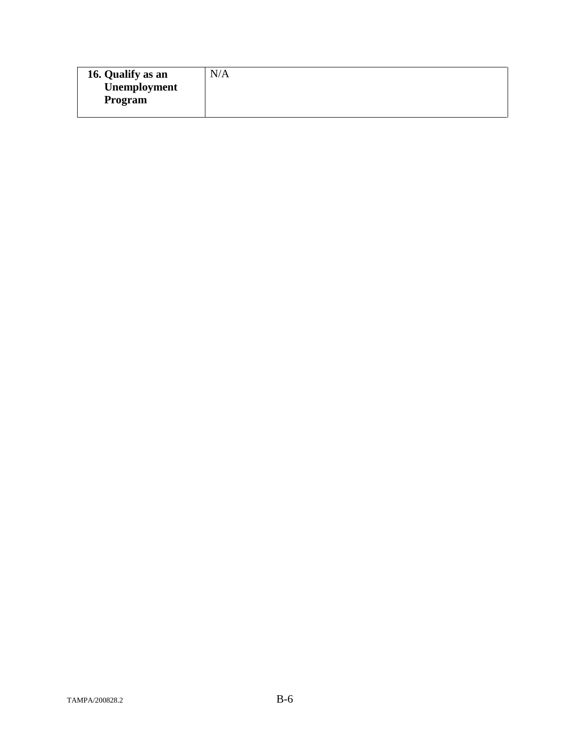| **16. Qualify as an Unemployment Program** | N/A |
|---|---|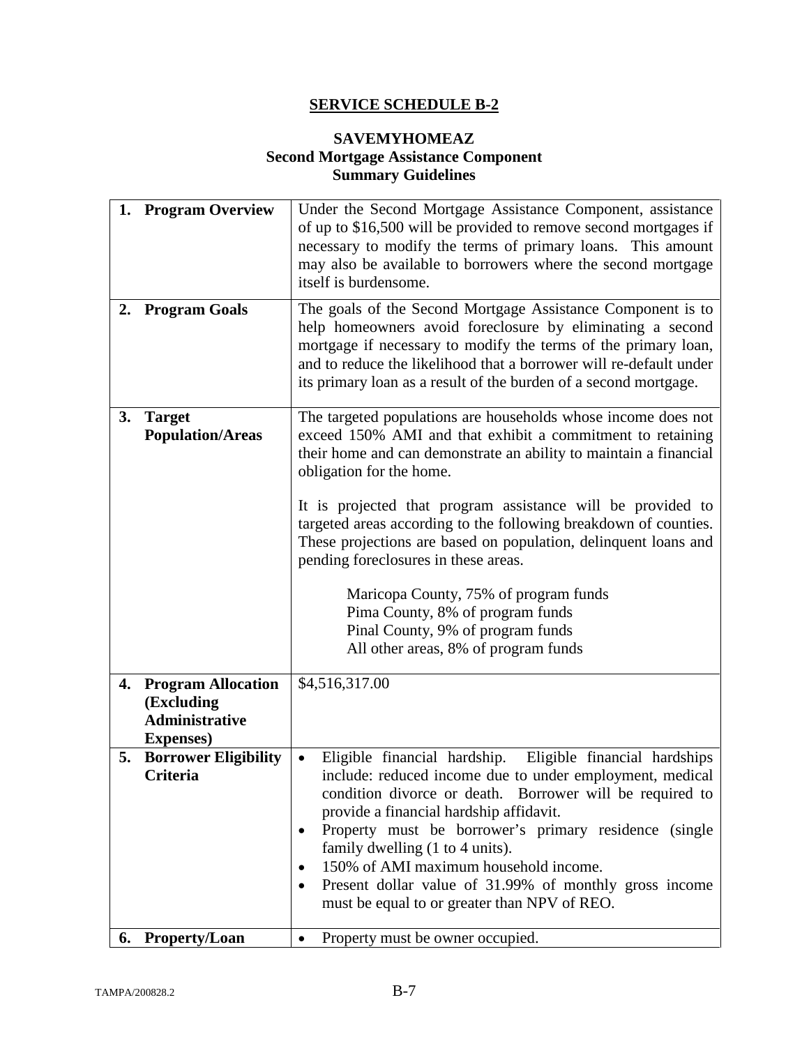# SERVICE SCHEDULE B-2

## SAVEMYHOMEAZ
## Second Mortgage Assistance Component
## Summary Guidelines

| | |
|---|---|
| **1. Program Overview** | Under the Second Mortgage Assistance Component, assistance of up to $16,500 will be provided to remove second mortgages if necessary to modify the terms of primary loans. This amount may also be available to borrowers where the second mortgage itself is burdensome. |
| **2. Program Goals** | The goals of the Second Mortgage Assistance Component is to help homeowners avoid foreclosure by eliminating a second mortgage if necessary to modify the terms of the primary loan, and to reduce the likelihood that a borrower will re-default under its primary loan as a result of the burden of a second mortgage. |
| **3. Target Population/Areas** | The targeted populations are households whose income does not exceed 150% AMI and that exhibit a commitment to retaining their home and can demonstrate an ability to maintain a financial obligation for the home.<br><br>It is projected that program assistance will be provided to targeted areas according to the following breakdown of counties. These projections are based on population, delinquent loans and pending foreclosures in these areas.<br><br>Maricopa County, 75% of program funds<br>Pima County, 8% of program funds<br>Pinal County, 9% of program funds<br>All other areas, 8% of program funds |
| **4. Program Allocation (Excluding Administrative Expenses)** | $4,516,317.00 |
| **5. Borrower Eligibility Criteria** | • Eligible financial hardship. Eligible financial hardships include: reduced income due to under employment, medical condition divorce or death. Borrower will be required to provide a financial hardship affidavit.<br>• Property must be borrower's primary residence (single family dwelling (1 to 4 units).<br>• 150% of AMI maximum household income.<br>• Present dollar value of 31.99% of monthly gross income must be equal to or greater than NPV of REO. |
| **6. Property/Loan** | • Property must be owner occupied. |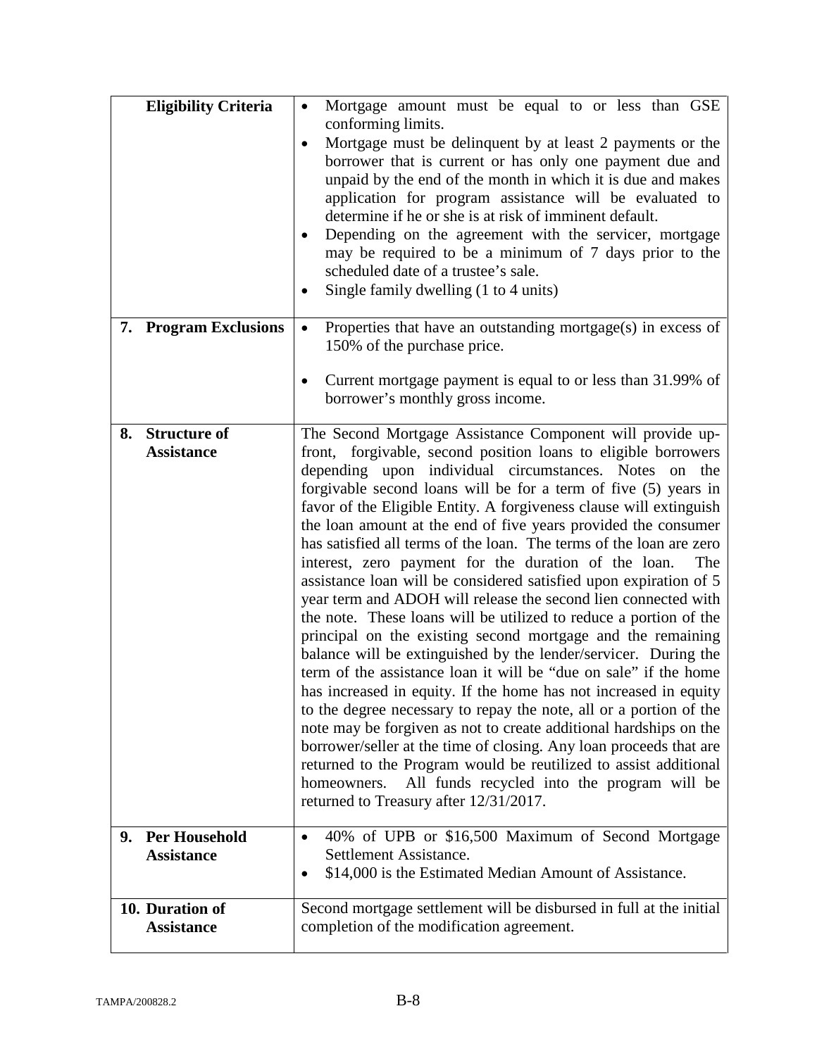| | |
|---|---|
| **Eligibility Criteria** | • Mortgage amount must be equal to or less than GSE conforming limits.<br>• Mortgage must be delinquent by at least 2 payments or the borrower that is current or has only one payment due and unpaid by the end of the month in which it is due and makes application for program assistance will be evaluated to determine if he or she is at risk of imminent default.<br>• Depending on the agreement with the servicer, mortgage may be required to be a minimum of 7 days prior to the scheduled date of a trustee's sale.<br>• Single family dwelling (1 to 4 units) |
| **7. Program Exclusions** | • Properties that have an outstanding mortgage(s) in excess of 150% of the purchase price.<br>• Current mortgage payment is equal to or less than 31.99% of borrower's monthly gross income. |
| **8. Structure of Assistance** | The Second Mortgage Assistance Component will provide up-front, forgivable, second position loans to eligible borrowers depending upon individual circumstances. Notes on the forgivable second loans will be for a term of five (5) years in favor of the Eligible Entity. A forgiveness clause will extinguish the loan amount at the end of five years provided the consumer has satisfied all terms of the loan. The terms of the loan are zero interest, zero payment for the duration of the loan. The assistance loan will be considered satisfied upon expiration of 5 year term and ADOH will release the second lien connected with the note. These loans will be utilized to reduce a portion of the principal on the existing second mortgage and the remaining balance will be extinguished by the lender/servicer. During the term of the assistance loan it will be "due on sale" if the home has increased in equity. If the home has not increased in equity to the degree necessary to repay the note, all or a portion of the note may be forgiven as not to create additional hardships on the borrower/seller at the time of closing. Any loan proceeds that are returned to the Program would be reutilized to assist additional homeowners. All funds recycled into the program will be returned to Treasury after 12/31/2017. |
| **9. Per Household Assistance** | • 40% of UPB or \$16,500 Maximum of Second Mortgage Settlement Assistance.<br>• \$14,000 is the Estimated Median Amount of Assistance. |
| **10. Duration of Assistance** | Second mortgage settlement will be disbursed in full at the initial completion of the modification agreement. |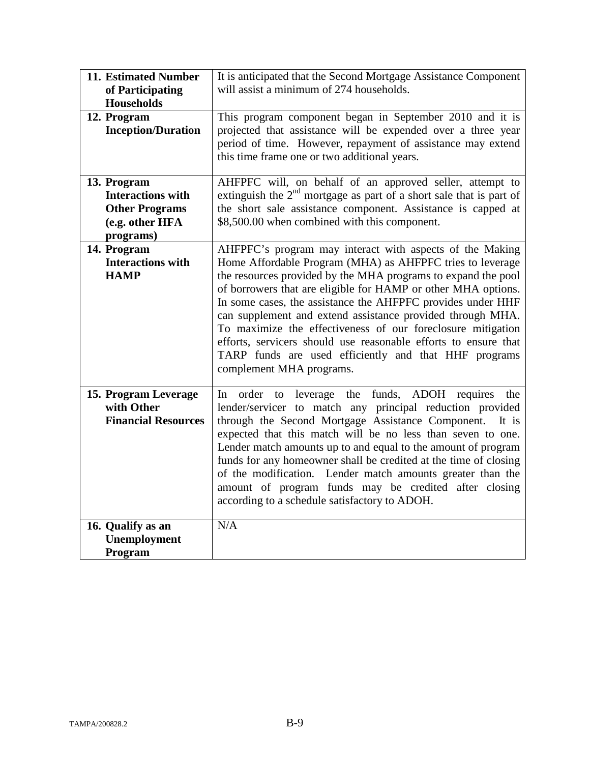| | |
|---|---|
| **11. Estimated Number of Participating Households** | It is anticipated that the Second Mortgage Assistance Component will assist a minimum of 274 households. |
| **12. Program Inception/Duration** | This program component began in September 2010 and it is projected that assistance will be expended over a three year period of time. However, repayment of assistance may extend this time frame one or two additional years. |
| **13. Program Interactions with Other Programs (e.g. other HFA programs)** | AHFPFC will, on behalf of an approved seller, attempt to extinguish the 2nd mortgage as part of a short sale that is part of the short sale assistance component. Assistance is capped at $8,500.00 when combined with this component. |
| **14. Program Interactions with HAMP** | AHFPFC's program may interact with aspects of the Making Home Affordable Program (MHA) as AHFPFC tries to leverage the resources provided by the MHA programs to expand the pool of borrowers that are eligible for HAMP or other MHA options. In some cases, the assistance the AHFPFC provides under HHF can supplement and extend assistance provided through MHA. To maximize the effectiveness of our foreclosure mitigation efforts, servicers should use reasonable efforts to ensure that TARP funds are used efficiently and that HHF programs complement MHA programs. |
| **15. Program Leverage with Other Financial Resources** | In order to leverage the funds, ADOH requires the lender/servicer to match any principal reduction provided through the Second Mortgage Assistance Component. It is expected that this match will be no less than seven to one. Lender match amounts up to and equal to the amount of program funds for any homeowner shall be credited at the time of closing of the modification. Lender match amounts greater than the amount of program funds may be credited after closing according to a schedule satisfactory to ADOH. |
| **16. Qualify as an Unemployment Program** | N/A |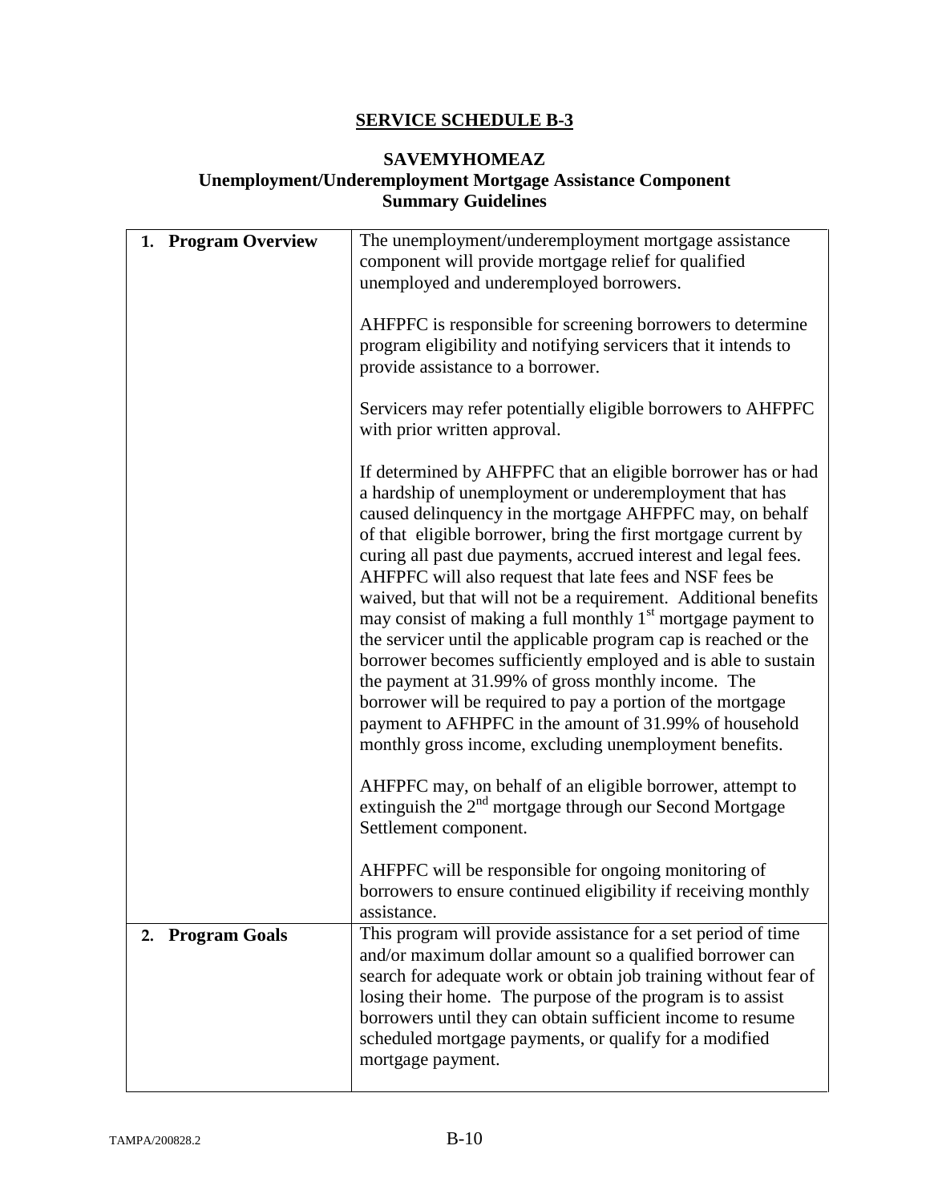## SERVICE SCHEDULE B-3

### SAVEMYHOMEAZ
### Unemployment/Underemployment Mortgage Assistance Component
### Summary Guidelines

| | |
|---|---|
| **1. Program Overview** | The unemployment/underemployment mortgage assistance component will provide mortgage relief for qualified unemployed and underemployed borrowers.<br><br>AHFPFC is responsible for screening borrowers to determine program eligibility and notifying servicers that it intends to provide assistance to a borrower.<br><br>Servicers may refer potentially eligible borrowers to AHFPFC with prior written approval.<br><br>If determined by AHFPFC that an eligible borrower has or had a hardship of unemployment or underemployment that has caused delinquency in the mortgage AHFPFC may, on behalf of that eligible borrower, bring the first mortgage current by curing all past due payments, accrued interest and legal fees. AHFPFC will also request that late fees and NSF fees be waived, but that will not be a requirement. Additional benefits may consist of making a full monthly 1st mortgage payment to the servicer until the applicable program cap is reached or the borrower becomes sufficiently employed and is able to sustain the payment at 31.99% of gross monthly income. The borrower will be required to pay a portion of the mortgage payment to AFHPFC in the amount of 31.99% of household monthly gross income, excluding unemployment benefits.<br><br>AHFPFC may, on behalf of an eligible borrower, attempt to extinguish the 2nd mortgage through our Second Mortgage Settlement component.<br><br>AHFPFC will be responsible for ongoing monitoring of borrowers to ensure continued eligibility if receiving monthly assistance. |
| **2. Program Goals** | This program will provide assistance for a set period of time and/or maximum dollar amount so a qualified borrower can search for adequate work or obtain job training without fear of losing their home. The purpose of the program is to assist borrowers until they can obtain sufficient income to resume scheduled mortgage payments, or qualify for a modified mortgage payment. |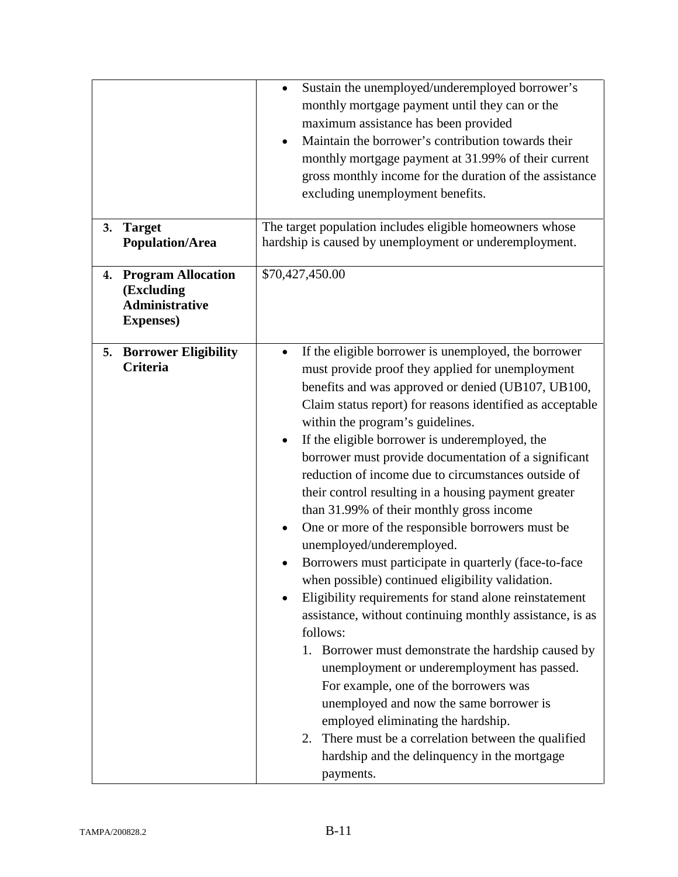| | |
|---|---|
| | • Sustain the unemployed/underemployed borrower's monthly mortgage payment until they can or the maximum assistance has been provided<br>• Maintain the borrower's contribution towards their monthly mortgage payment at 31.99% of their current gross monthly income for the duration of the assistance excluding unemployment benefits. |
| **3. Target Population/Area** | The target population includes eligible homeowners whose hardship is caused by unemployment or underemployment. |
| **4. Program Allocation (Excluding Administrative Expenses)** | $70,427,450.00 |
| **5. Borrower Eligibility Criteria** | • If the eligible borrower is unemployed, the borrower must provide proof they applied for unemployment benefits and was approved or denied (UB107, UB100, Claim status report) for reasons identified as acceptable within the program's guidelines.<br>• If the eligible borrower is underemployed, the borrower must provide documentation of a significant reduction of income due to circumstances outside of their control resulting in a housing payment greater than 31.99% of their monthly gross income<br>• One or more of the responsible borrowers must be unemployed/underemployed.<br>• Borrowers must participate in quarterly (face-to-face when possible) continued eligibility validation.<br>• Eligibility requirements for stand alone reinstatement assistance, without continuing monthly assistance, is as follows:<br>1. Borrower must demonstrate the hardship caused by unemployment or underemployment has passed. For example, one of the borrowers was unemployed and now the same borrower is employed eliminating the hardship.<br>2. There must be a correlation between the qualified hardship and the delinquency in the mortgage payments. |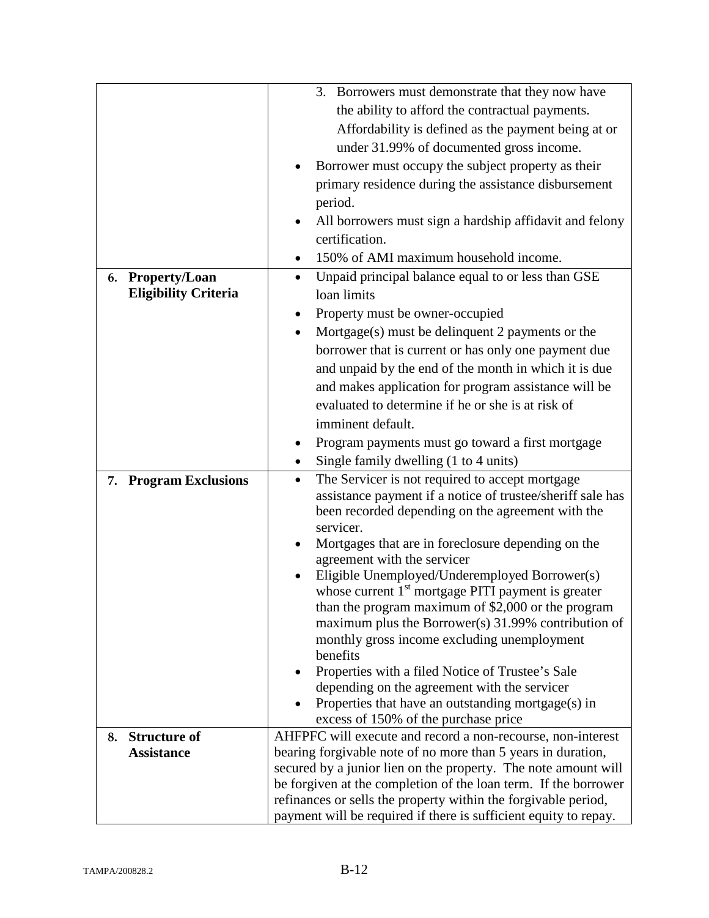| | |
|---|---|
| | 3. Borrowers must demonstrate that they now have the ability to afford the contractual payments. Affordability is defined as the payment being at or under 31.99% of documented gross income.<br>• Borrower must occupy the subject property as their primary residence during the assistance disbursement period.<br>• All borrowers must sign a hardship affidavit and felony certification.<br>• 150% of AMI maximum household income. |
| **6. Property/Loan Eligibility Criteria** | • Unpaid principal balance equal to or less than GSE loan limits<br>• Property must be owner-occupied<br>• Mortgage(s) must be delinquent 2 payments or the borrower that is current or has only one payment due and unpaid by the end of the month in which it is due and makes application for program assistance will be evaluated to determine if he or she is at risk of imminent default.<br>• Program payments must go toward a first mortgage<br>• Single family dwelling (1 to 4 units) |
| **7. Program Exclusions** | • The Servicer is not required to accept mortgage assistance payment if a notice of trustee/sheriff sale has been recorded depending on the agreement with the servicer.<br>• Mortgages that are in foreclosure depending on the agreement with the servicer<br>• Eligible Unemployed/Underemployed Borrower(s) whose current 1st mortgage PITI payment is greater than the program maximum of $2,000 or the program maximum plus the Borrower(s) 31.99% contribution of monthly gross income excluding unemployment benefits<br>• Properties with a filed Notice of Trustee's Sale depending on the agreement with the servicer<br>• Properties that have an outstanding mortgage(s) in excess of 150% of the purchase price |
| **8. Structure of Assistance** | AHFPFC will execute and record a non-recourse, non-interest bearing forgivable note of no more than 5 years in duration, secured by a junior lien on the property. The note amount will be forgiven at the completion of the loan term. If the borrower refinances or sells the property within the forgivable period, payment will be required if there is sufficient equity to repay. |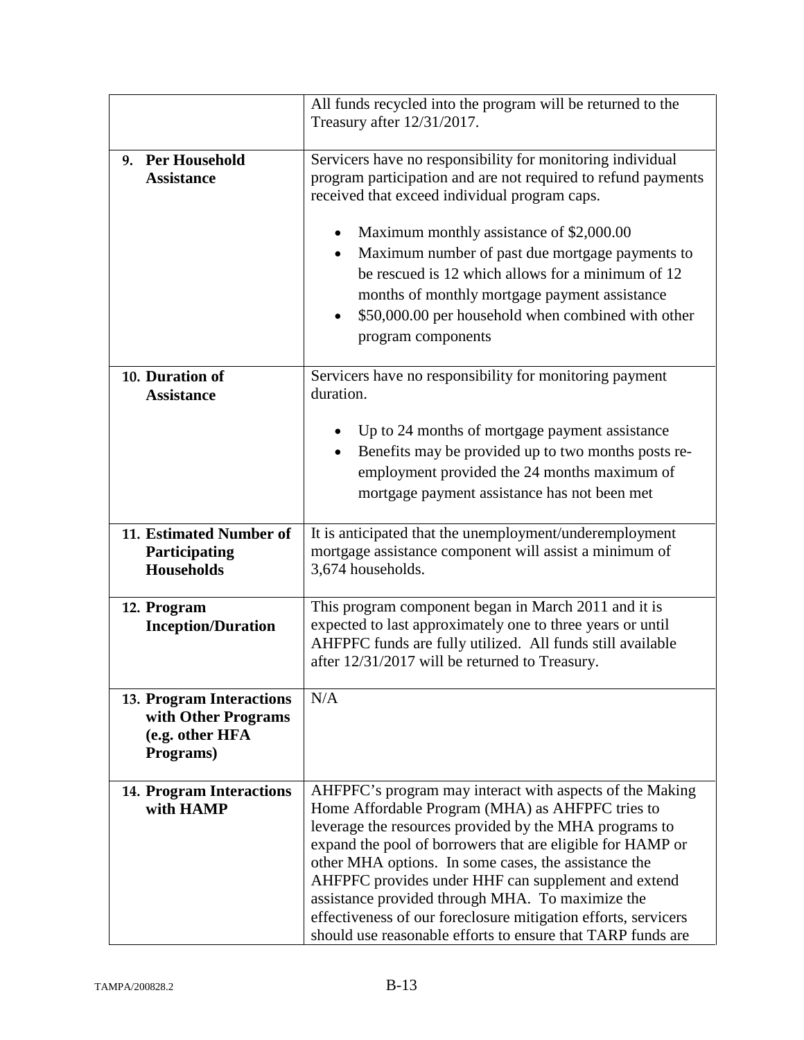| | |
|---|---|
| | All funds recycled into the program will be returned to the Treasury after 12/31/2017. |
| **9. Per Household Assistance** | Servicers have no responsibility for monitoring individual program participation and are not required to refund payments received that exceed individual program caps.<br><br>• Maximum monthly assistance of $2,000.00<br>• Maximum number of past due mortgage payments to be rescued is 12 which allows for a minimum of 12 months of monthly mortgage payment assistance<br>• $50,000.00 per household when combined with other program components |
| **10. Duration of Assistance** | Servicers have no responsibility for monitoring payment duration.<br><br>• Up to 24 months of mortgage payment assistance<br>• Benefits may be provided up to two months posts re-employment provided the 24 months maximum of mortgage payment assistance has not been met |
| **11. Estimated Number of Participating Households** | It is anticipated that the unemployment/underemployment mortgage assistance component will assist a minimum of 3,674 households. |
| **12. Program Inception/Duration** | This program component began in March 2011 and it is expected to last approximately one to three years or until AHFPFC funds are fully utilized. All funds still available after 12/31/2017 will be returned to Treasury. |
| **13. Program Interactions with Other Programs (e.g. other HFA Programs)** | N/A |
| **14. Program Interactions with HAMP** | AHFPFC's program may interact with aspects of the Making Home Affordable Program (MHA) as AHFPFC tries to leverage the resources provided by the MHA programs to expand the pool of borrowers that are eligible for HAMP or other MHA options. In some cases, the assistance the AHFPFC provides under HHF can supplement and extend assistance provided through MHA. To maximize the effectiveness of our foreclosure mitigation efforts, servicers should use reasonable efforts to ensure that TARP funds are |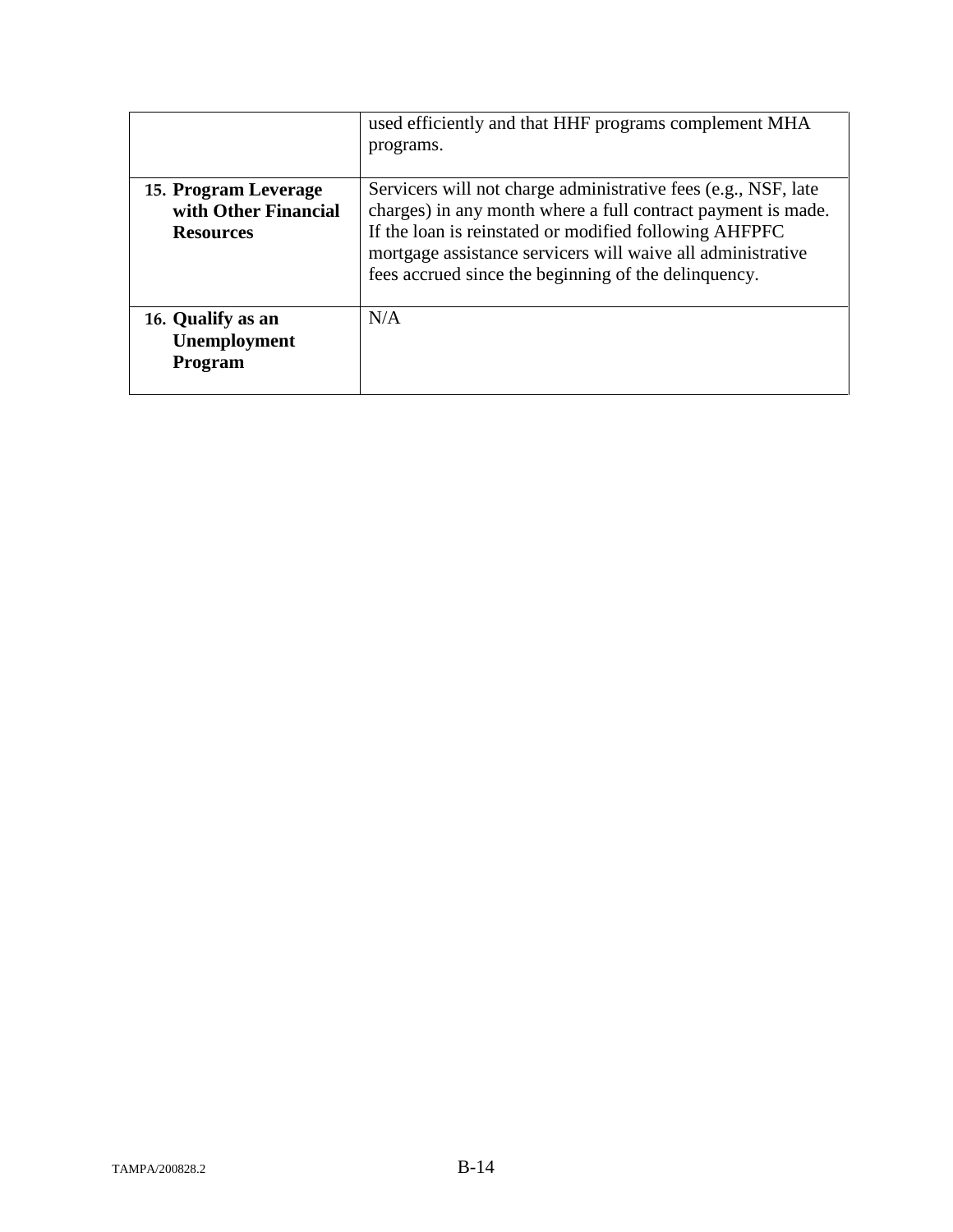| | |
|---|---|
| | used efficiently and that HHF programs complement MHA programs. |
| **15. Program Leverage with Other Financial Resources** | Servicers will not charge administrative fees (e.g., NSF, late charges) in any month where a full contract payment is made. If the loan is reinstated or modified following AHFPFC mortgage assistance servicers will waive all administrative fees accrued since the beginning of the delinquency. |
| **16. Qualify as an Unemployment Program** | N/A |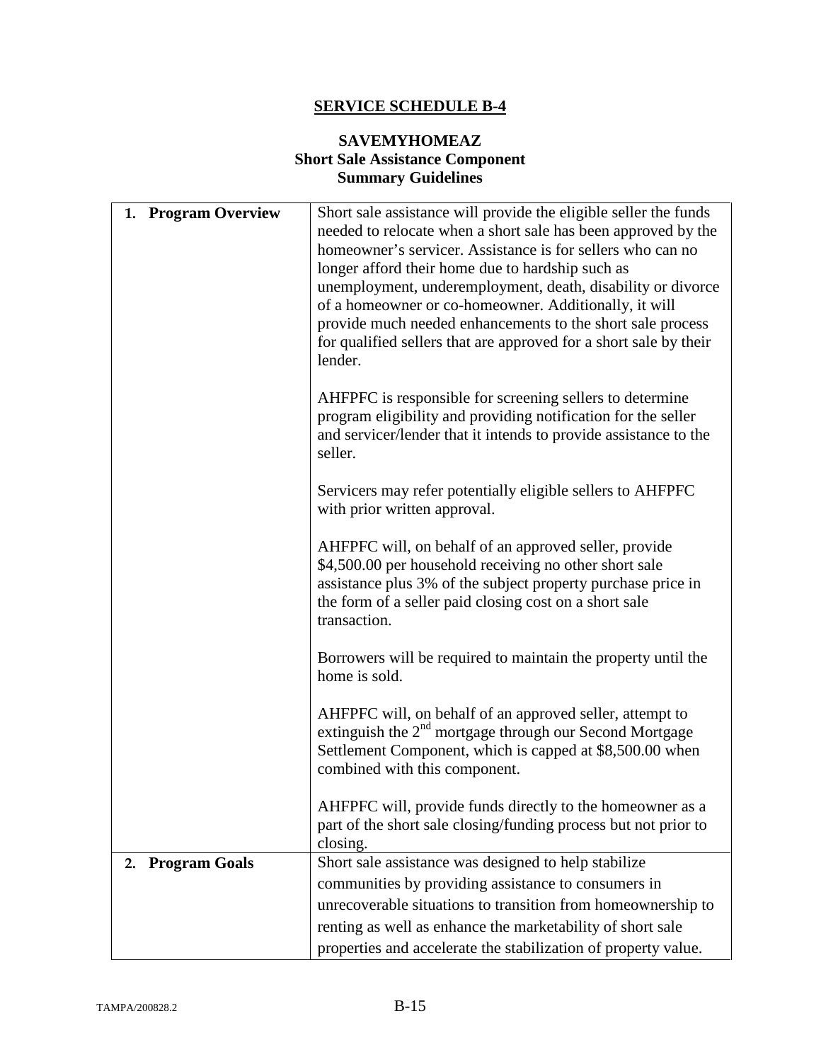# SERVICE SCHEDULE B-4

## SAVEMYHOMEAZ
## Short Sale Assistance Component
## Summary Guidelines

| | |
|---|---|
| **1. Program Overview** | Short sale assistance will provide the eligible seller the funds needed to relocate when a short sale has been approved by the homeowner's servicer. Assistance is for sellers who can no longer afford their home due to hardship such as unemployment, underemployment, death, disability or divorce of a homeowner or co-homeowner. Additionally, it will provide much needed enhancements to the short sale process for qualified sellers that are approved for a short sale by their lender.<br><br>AHFPFC is responsible for screening sellers to determine program eligibility and providing notification for the seller and servicer/lender that it intends to provide assistance to the seller.<br><br>Servicers may refer potentially eligible sellers to AHFPFC with prior written approval.<br><br>AHFPFC will, on behalf of an approved seller, provide \$4,500.00 per household receiving no other short sale assistance plus 3% of the subject property purchase price in the form of a seller paid closing cost on a short sale transaction.<br><br>Borrowers will be required to maintain the property until the home is sold.<br><br>AHFPFC will, on behalf of an approved seller, attempt to extinguish the 2nd mortgage through our Second Mortgage Settlement Component, which is capped at \$8,500.00 when combined with this component.<br><br>AHFPFC will, provide funds directly to the homeowner as a part of the short sale closing/funding process but not prior to closing. |
| **2. Program Goals** | Short sale assistance was designed to help stabilize communities by providing assistance to consumers in unrecoverable situations to transition from homeownership to renting as well as enhance the marketability of short sale properties and accelerate the stabilization of property value. |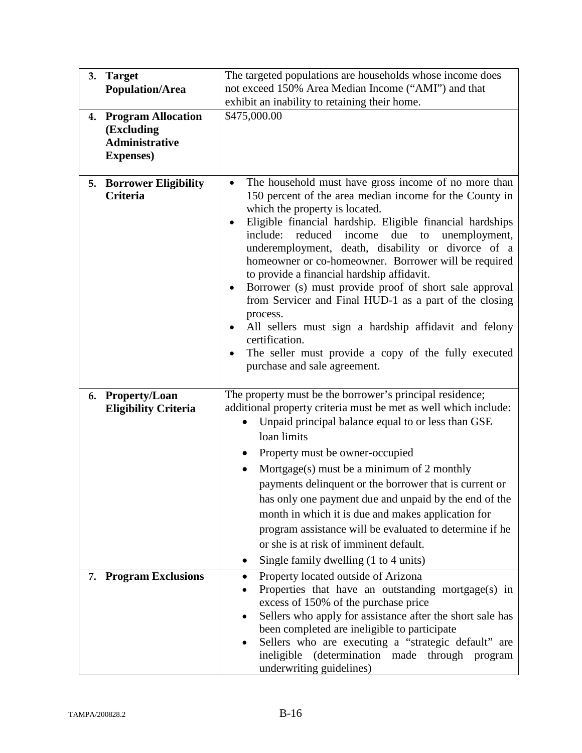| | |
|---|---|
| **3. Target Population/Area** | The targeted populations are households whose income does not exceed 150% Area Median Income ("AMI") and that exhibit an inability to retaining their home. |
| **4. Program Allocation (Excluding Administrative Expenses)** | $475,000.00 |
| **5. Borrower Eligibility Criteria** | • The household must have gross income of no more than 150 percent of the area median income for the County in which the property is located.<br>• Eligible financial hardship. Eligible financial hardships include: reduced income due to unemployment, underemployment, death, disability or divorce of a homeowner or co-homeowner. Borrower will be required to provide a financial hardship affidavit.<br>• Borrower (s) must provide proof of short sale approval from Servicer and Final HUD-1 as a part of the closing process.<br>• All sellers must sign a hardship affidavit and felony certification.<br>• The seller must provide a copy of the fully executed purchase and sale agreement. |
| **6. Property/Loan Eligibility Criteria** | The property must be the borrower's principal residence; additional property criteria must be met as well which include:<br>• Unpaid principal balance equal to or less than GSE loan limits<br>• Property must be owner-occupied<br>• Mortgage(s) must be a minimum of 2 monthly payments delinquent or the borrower that is current or has only one payment due and unpaid by the end of the month in which it is due and makes application for program assistance will be evaluated to determine if he or she is at risk of imminent default.<br>• Single family dwelling (1 to 4 units) |
| **7. Program Exclusions** | • Property located outside of Arizona<br>• Properties that have an outstanding mortgage(s) in excess of 150% of the purchase price<br>• Sellers who apply for assistance after the short sale has been completed are ineligible to participate<br>• Sellers who are executing a "strategic default" are ineligible (determination made through program underwriting guidelines) |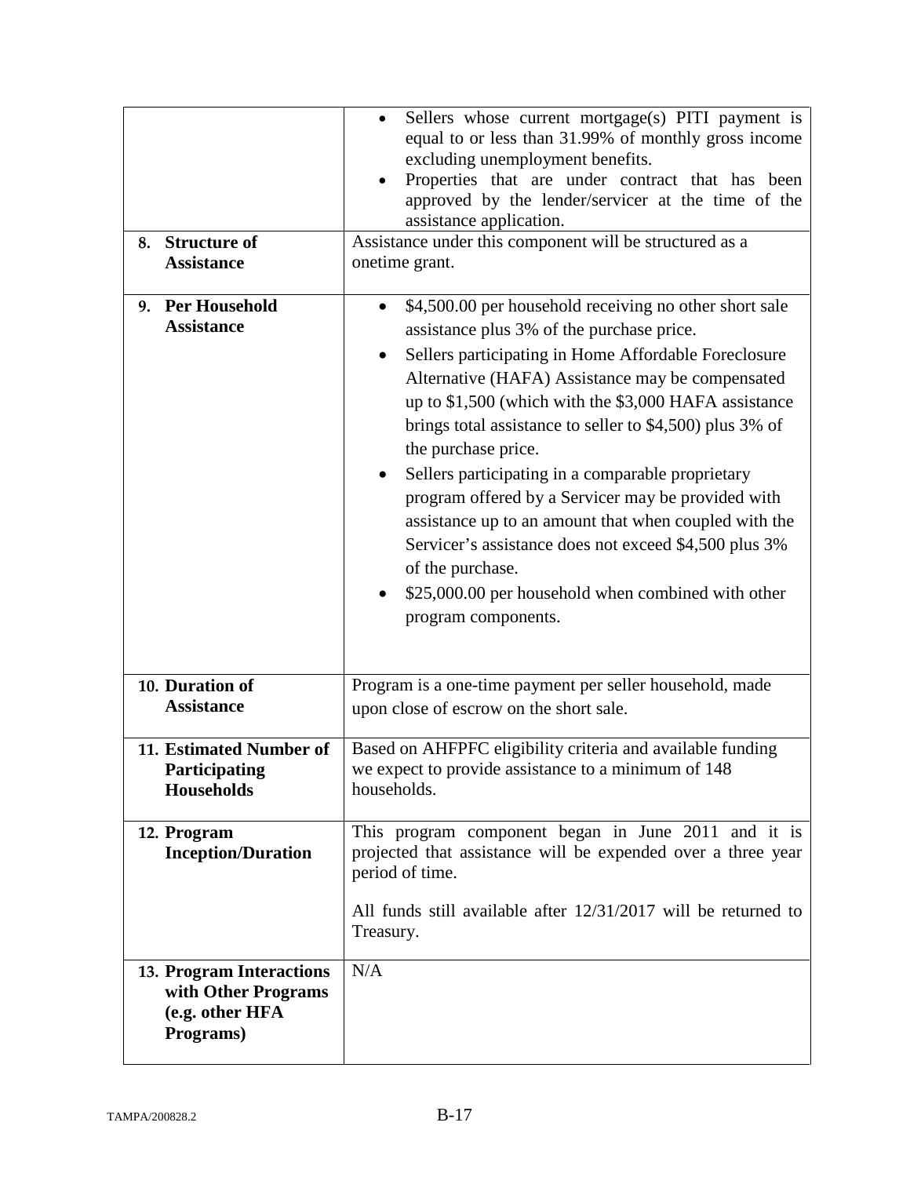| | |
|---|---|
| | • Sellers whose current mortgage(s) PITI payment is equal to or less than 31.99% of monthly gross income excluding unemployment benefits.<br>• Properties that are under contract that has been approved by the lender/servicer at the time of the assistance application. |
| **8. Structure of Assistance** | Assistance under this component will be structured as a onetime grant. |
| **9. Per Household Assistance** | • $4,500.00 per household receiving no other short sale assistance plus 3% of the purchase price.<br>• Sellers participating in Home Affordable Foreclosure Alternative (HAFA) Assistance may be compensated up to $1,500 (which with the $3,000 HAFA assistance brings total assistance to seller to $4,500) plus 3% of the purchase price.<br>• Sellers participating in a comparable proprietary program offered by a Servicer may be provided with assistance up to an amount that when coupled with the Servicer's assistance does not exceed $4,500 plus 3% of the purchase.<br>• $25,000.00 per household when combined with other program components. |
| **10. Duration of Assistance** | Program is a one-time payment per seller household, made upon close of escrow on the short sale. |
| **11. Estimated Number of Participating Households** | Based on AHFPFC eligibility criteria and available funding we expect to provide assistance to a minimum of 148 households. |
| **12. Program Inception/Duration** | This program component began in June 2011 and it is projected that assistance will be expended over a three year period of time.<br><br>All funds still available after 12/31/2017 will be returned to Treasury. |
| **13. Program Interactions with Other Programs (e.g. other HFA Programs)** | N/A |

TAMPA/200828.2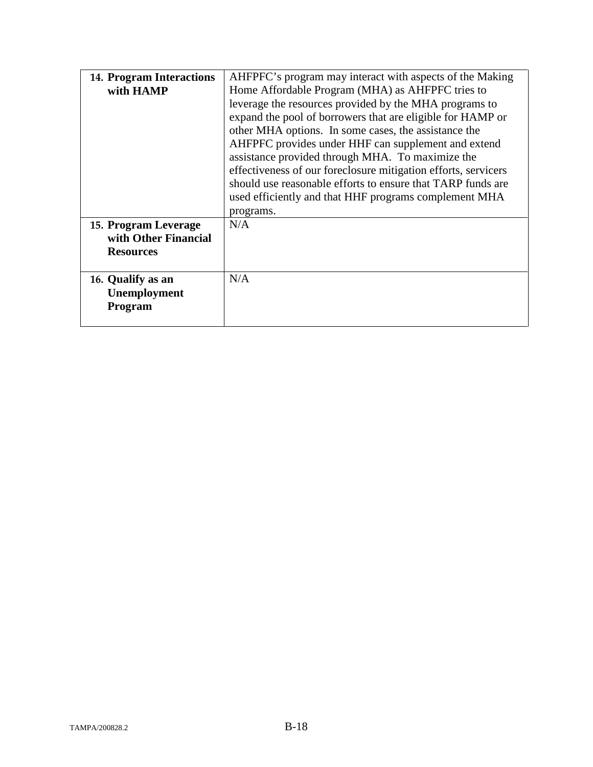| | |
|---|---|
| **14. Program Interactions with HAMP** | AHFPFC's program may interact with aspects of the Making Home Affordable Program (MHA) as AHFPFC tries to leverage the resources provided by the MHA programs to expand the pool of borrowers that are eligible for HAMP or other MHA options. In some cases, the assistance the AHFPFC provides under HHF can supplement and extend assistance provided through MHA. To maximize the effectiveness of our foreclosure mitigation efforts, servicers should use reasonable efforts to ensure that TARP funds are used efficiently and that HHF programs complement MHA programs. |
| **15. Program Leverage with Other Financial Resources** | N/A |
| **16. Qualify as an Unemployment Program** | N/A |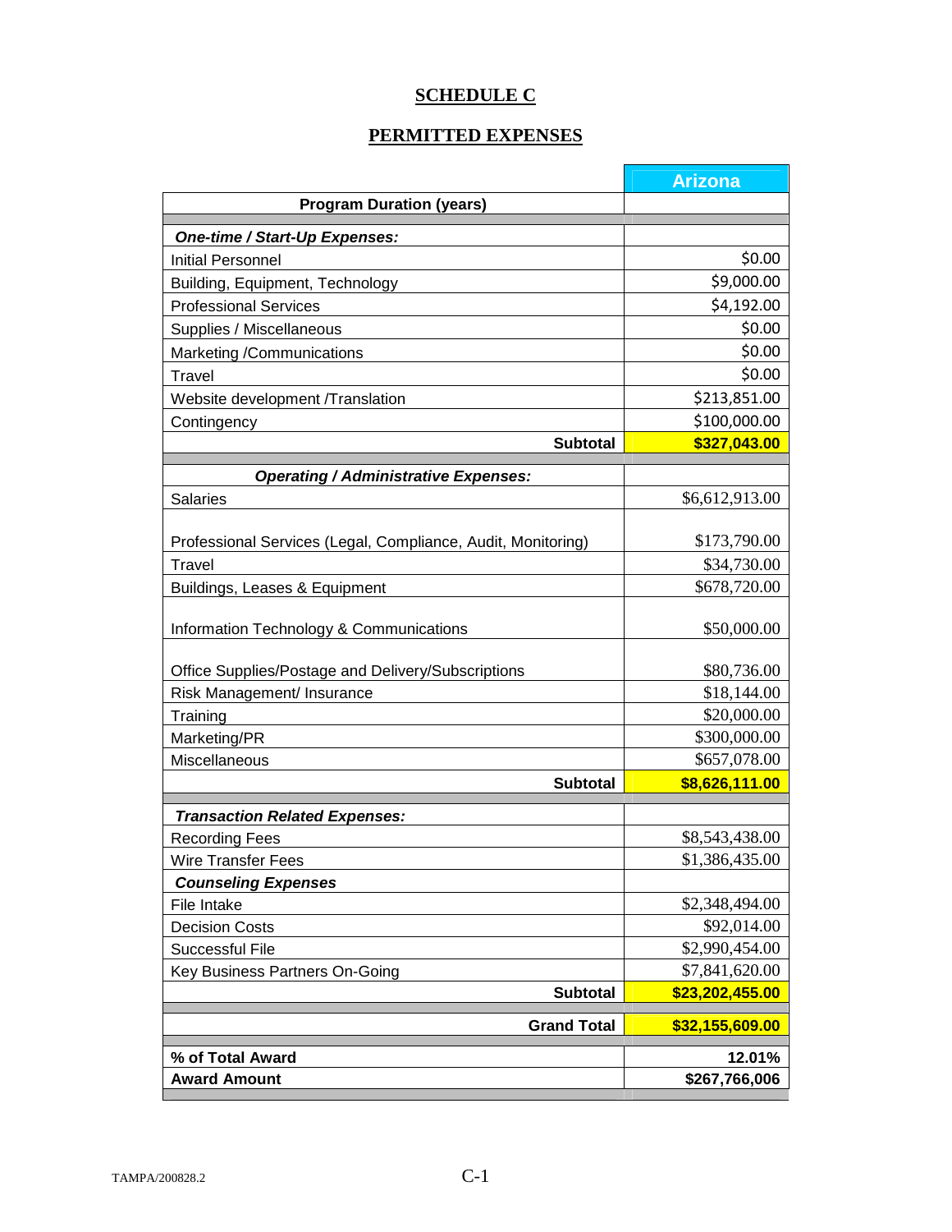# SCHEDULE C

## PERMITTED EXPENSES

| | Arizona |
|---|---|
| **Program Duration (years)** | |
| ***One-time / Start-Up Expenses:*** | |
| Initial Personnel | $0.00 |
| Building, Equipment, Technology | $9,000.00 |
| Professional Services | $4,192.00 |
| Supplies / Miscellaneous | $0.00 |
| Marketing /Communications | $0.00 |
| Travel | $0.00 |
| Website development /Translation | $213,851.00 |
| Contingency | $100,000.00 |
| **Subtotal** | **$327,043.00** |
| ***Operating / Administrative Expenses:*** | |
| Salaries | $6,612,913.00 |
| Professional Services (Legal, Compliance, Audit, Monitoring) | $173,790.00 |
| Travel | $34,730.00 |
| Buildings, Leases & Equipment | $678,720.00 |
| Information Technology & Communications | $50,000.00 |
| Office Supplies/Postage and Delivery/Subscriptions | $80,736.00 |
| Risk Management/ Insurance | $18,144.00 |
| Training | $20,000.00 |
| Marketing/PR | $300,000.00 |
| Miscellaneous | $657,078.00 |
| **Subtotal** | **$8,626,111.00** |
| ***Transaction Related Expenses:*** | |
| Recording Fees | $8,543,438.00 |
| Wire Transfer Fees | $1,386,435.00 |
| ***Counseling Expenses*** | |
| File Intake | $2,348,494.00 |
| Decision Costs | $92,014.00 |
| Successful File | $2,990,454.00 |
| Key Business Partners On-Going | $7,841,620.00 |
| **Subtotal** | **$23,202,455.00** |
| **Grand Total** | **$32,155,609.00** |
| **% of Total Award** | **12.01%** |
| **Award Amount** | **$267,766,006** |

TAMPA/200828.2